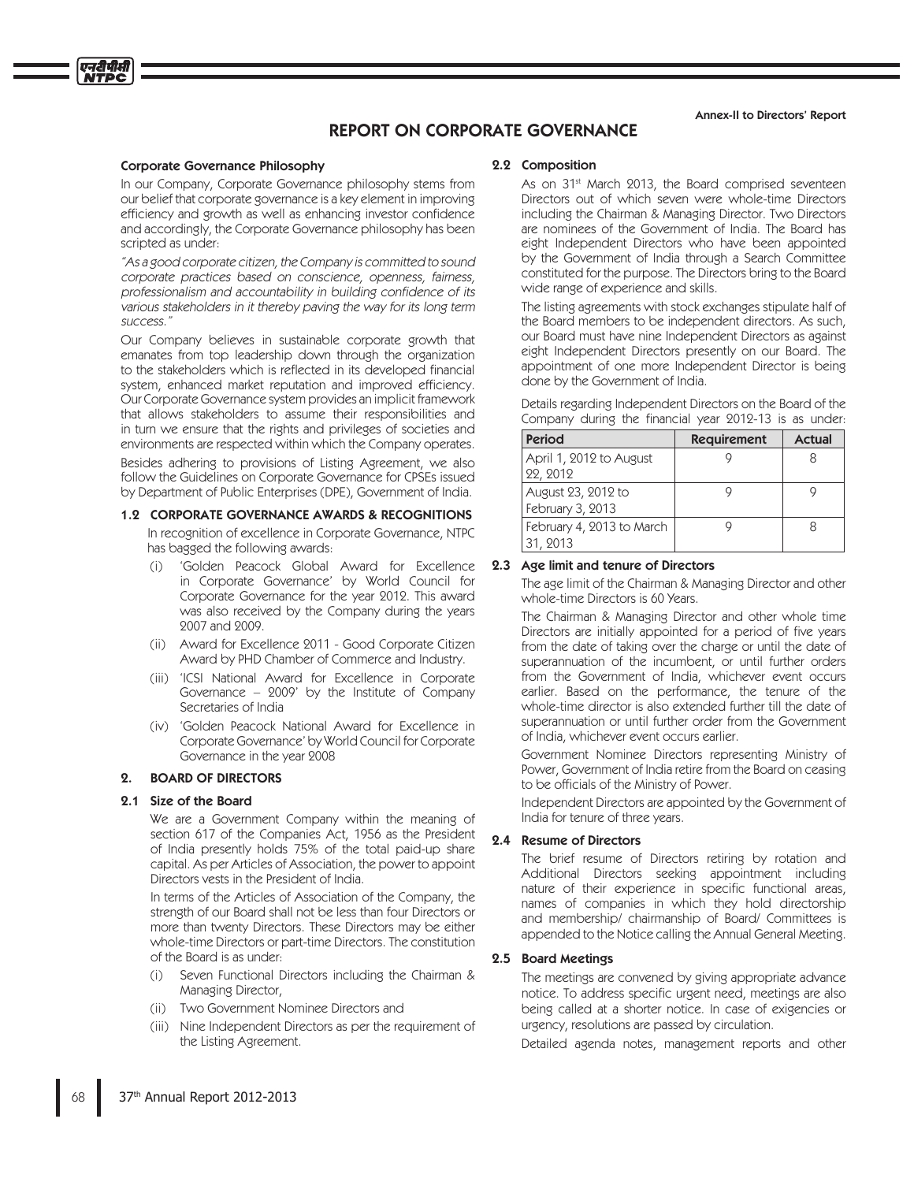Annex-II to Directors' Report

# REPORT ON CORPORATE GOVERNANCE

### Corporate Governance Philosophy

In our Company, Corporate Governance philosophy stems from our belief that corporate governance is a key element in improving efficiency and growth as well as enhancing investor confidence and accordingly, the Corporate Governance philosophy has been scripted as under:

*"As a good corporate citizen, the Company is committed to sound corporate practices based on conscience, openness, fairness, professionalism and accountability in building confidence of its various stakeholders in it thereby paving the way for its long term success."*

Our Company believes in sustainable corporate growth that emanates from top leadership down through the organization to the stakeholders which is reflected in its developed financial system, enhanced market reputation and improved efficiency. Our Corporate Governance system provides an implicit framework that allows stakeholders to assume their responsibilities and in turn we ensure that the rights and privileges of societies and environments are respected within which the Company operates.

Besides adhering to provisions of Listing Agreement, we also follow the Guidelines on Corporate Governance for CPSEs issued by Department of Public Enterprises (DPE), Government of India.

### 1.2 CORPORATE GOVERNANCE AWARDS & RECOGNITIONS

In recognition of excellence in Corporate Governance, NTPC has bagged the following awards:

(i) 'Golden Peacock Global Award for Excellence in Corporate Governance' by World Council for Corporate Governance for the year 2012. This award was also received by the Company during the years 2007 and 2009.

(ii) Award for Excellence 2011 - Good Corporate Citizen Award by PHD Chamber of Commerce and Industry.

(iii) 'ICSI National Award for Excellence in Corporate Governance – 2009' by the Institute of Company Secretaries of India

(iv) 'Golden Peacock National Award for Excellence in Corporate Governance' by World Council for Corporate Governance in the year 2008

## 2. BOARD OF DIRECTORS

### 2.1 Size of the Board

We are a Government Company within the meaning of section 617 of the Companies Act, 1956 as the President of India presently holds 75% of the total paid-up share capital. As per Articles of Association, the power to appoint Directors vests in the President of India.

In terms of the Articles of Association of the Company, the strength of our Board shall not be less than four Directors or more than twenty Directors. These Directors may be either whole-time Directors or part-time Directors. The constitution of the Board is as under:

(i) Seven Functional Directors including the Chairman & Managing Director,

(ii) Two Government Nominee Directors and

(iii) Nine Independent Directors as per the requirement of the Listing Agreement.

### 2.2 Composition

As on 31st March 2013, the Board comprised seventeen Directors out of which seven were whole-time Directors including the Chairman & Managing Director. Two Directors are nominees of the Government of India. The Board has eight Independent Directors who have been appointed by the Government of India through a Search Committee constituted for the purpose. The Directors bring to the Board wide range of experience and skills.

The listing agreements with stock exchanges stipulate half of the Board members to be independent directors. As such, our Board must have nine Independent Directors as against eight Independent Directors presently on our Board. The appointment of one more Independent Director is being done by the Government of India.

Details regarding Independent Directors on the Board of the Company during the financial year 2012-13 is as under:

| Period | Requirement | Actual |
|---|---|---|
| April 1, 2012 to August 22, 2012 | 9 | 8 |
| August 23, 2012 to February 3, 2013 | 9 | 9 |
| February 4, 2013 to March 31, 2013 | 9 | 8 |

### 2.3 Age limit and tenure of Directors

The age limit of the Chairman & Managing Director and other whole-time Directors is 60 Years.

The Chairman & Managing Director and other whole time Directors are initially appointed for a period of five years from the date of taking over the charge or until the date of superannuation of the incumbent, or until further orders from the Government of India, whichever event occurs earlier. Based on the performance, the tenure of the whole-time director is also extended further till the date of superannuation or until further order from the Government of India, whichever event occurs earlier.

Government Nominee Directors representing Ministry of Power, Government of India retire from the Board on ceasing to be officials of the Ministry of Power.

Independent Directors are appointed by the Government of India for tenure of three years.

### 2.4 Resume of Directors

The brief resume of Directors retiring by rotation and Additional Directors seeking appointment including nature of their experience in specific functional areas, names of companies in which they hold directorship and membership/ chairmanship of Board/ Committees is appended to the Notice calling the Annual General Meeting.

### 2.5 Board Meetings

The meetings are convened by giving appropriate advance notice. To address specific urgent need, meetings are also being called at a shorter notice. In case of exigencies or urgency, resolutions are passed by circulation.

Detailed agenda notes, management reports and other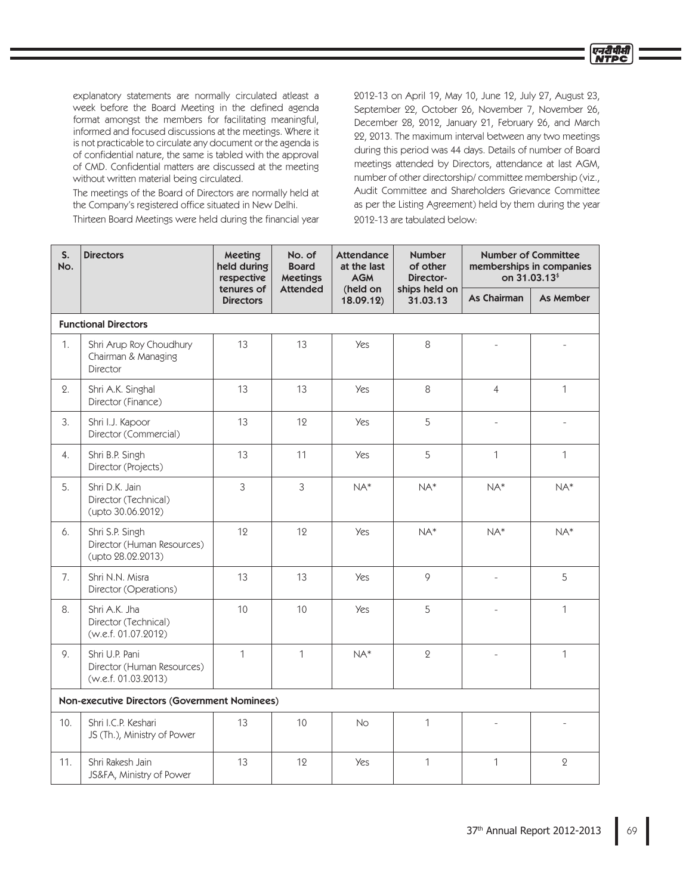explanatory statements are normally circulated atleast a week before the Board Meeting in the defined agenda format amongst the members for facilitating meaningful, informed and focused discussions at the meetings. Where it is not practicable to circulate any document or the agenda is of confidential nature, the same is tabled with the approval of CMD. Confidential matters are discussed at the meeting without written material being circulated.

The meetings of the Board of Directors are normally held at the Company's registered office situated in New Delhi.

Thirteen Board Meetings were held during the financial year 2012-13 on April 19, May 10, June 12, July 27, August 23, September 22, October 26, November 7, November 26, December 28, 2012, January 21, February 26, and March 22, 2013. The maximum interval between any two meetings during this period was 44 days. Details of number of Board meetings attended by Directors, attendance at last AGM, number of other directorship/ committee membership (viz., Audit Committee and Shareholders Grievance Committee as per the Listing Agreement) held by them during the year 2012-13 are tabulated below:

| S. No. | Directors | Meeting held during respective tenures of Directors | No. of Board Meetings Attended | Attendance at the last AGM (held on 18.09.12) | Number of other Director-ships held on 31.03.13 | Number of Committee memberships in companies on 31.03.13$ | |
|---|---|---|---|---|---|---|---|
| | | | | | | As Chairman | As Member |
| **Functional Directors** | | | | | | | |
| 1. | Shri Arup Roy Choudhury Chairman & Managing Director | 13 | 13 | Yes | 8 | - | - |
| 2. | Shri A.K. Singhal Director (Finance) | 13 | 13 | Yes | 8 | 4 | 1 |
| 3. | Shri I.J. Kapoor Director (Commercial) | 13 | 12 | Yes | 5 | - | - |
| 4. | Shri B.P. Singh Director (Projects) | 13 | 11 | Yes | 5 | 1 | 1 |
| 5. | Shri D.K. Jain Director (Technical) (upto 30.06.2012) | 3 | 3 | NA* | NA* | NA* | NA* |
| 6. | Shri S.P. Singh Director (Human Resources) (upto 28.02.2013) | 12 | 12 | Yes | NA* | NA* | NA* |
| 7. | Shri N.N. Misra Director (Operations) | 13 | 13 | Yes | 9 | - | 5 |
| 8. | Shri A.K. Jha Director (Technical) (w.e.f. 01.07.2012) | 10 | 10 | Yes | 5 | - | 1 |
| 9. | Shri U.P. Pani Director (Human Resources) (w.e.f. 01.03.2013) | 1 | 1 | NA* | 2 | - | 1 |
| **Non-executive Directors (Government Nominees)** | | | | | | | |
| 10. | Shri I.C.P. Keshari JS (Th.), Ministry of Power | 13 | 10 | No | 1 | - | - |
| 11. | Shri Rakesh Jain JS&FA, Ministry of Power | 13 | 12 | Yes | 1 | 1 | 2 |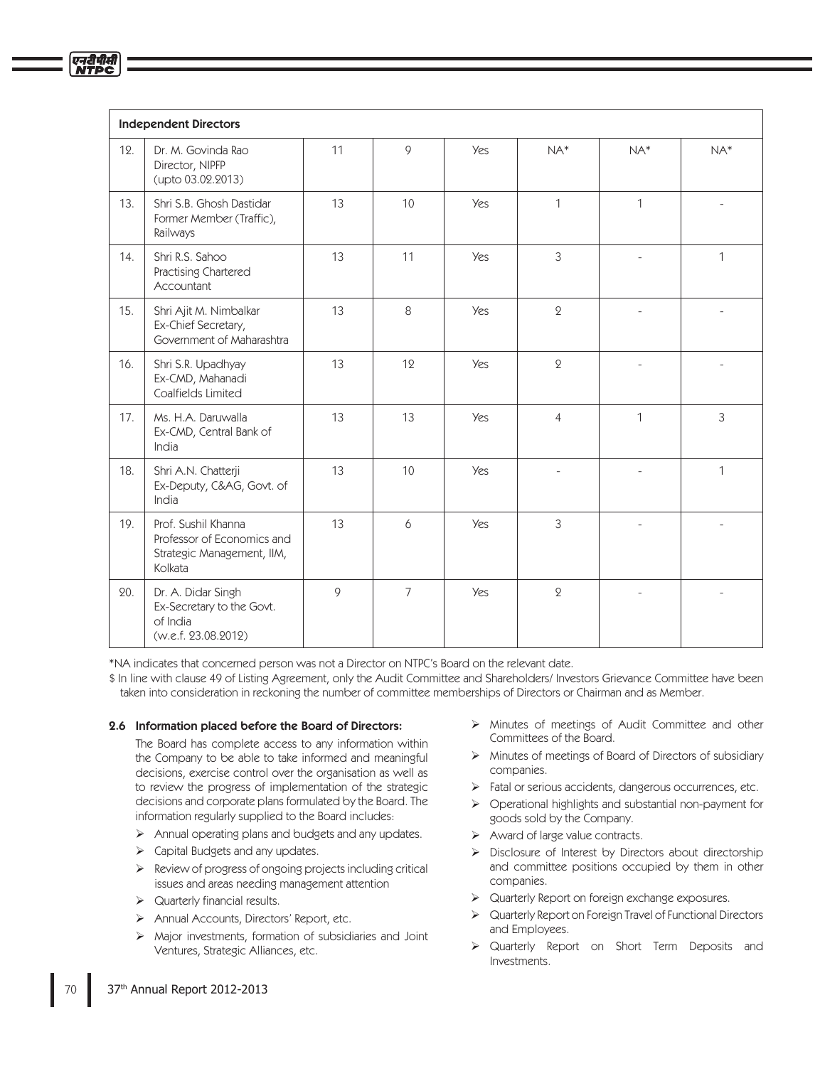| | | | | | | | |
|---|---|---|---|---|---|---|---|
| **Independent Directors** | | | | | | | |
| 12. | Dr. M. Govinda Rao<br>Director, NIPFP<br>(upto 03.02.2013) | 11 | 9 | Yes | NA* | NA* | NA* |
| 13. | Shri S.B. Ghosh Dastidar<br>Former Member (Traffic), Railways | 13 | 10 | Yes | 1 | 1 | - |
| 14. | Shri R.S. Sahoo<br>Practising Chartered Accountant | 13 | 11 | Yes | 3 | - | 1 |
| 15. | Shri Ajit M. Nimbalkar<br>Ex-Chief Secretary, Government of Maharashtra | 13 | 8 | Yes | 2 | - | - |
| 16. | Shri S.R. Upadhyay<br>Ex-CMD, Mahanadi Coalfields Limited | 13 | 12 | Yes | 2 | - | - |
| 17. | Ms. H.A. Daruwalla<br>Ex-CMD, Central Bank of India | 13 | 13 | Yes | 4 | 1 | 3 |
| 18. | Shri A.N. Chatterji<br>Ex-Deputy, C&AG, Govt. of India | 13 | 10 | Yes | - | - | 1 |
| 19. | Prof. Sushil Khanna<br>Professor of Economics and Strategic Management, IIM, Kolkata | 13 | 6 | Yes | 3 | - | - |
| 20. | Dr. A. Didar Singh<br>Ex-Secretary to the Govt. of India<br>(w.e.f. 23.08.2012) | 9 | 7 | Yes | 2 | - | - |

*NA indicates that concerned person was not a Director on NTPC's Board on the relevant date.

$ In line with clause 49 of Listing Agreement, only the Audit Committee and Shareholders/ Investors Grievance Committee have been taken into consideration in reckoning the number of committee memberships of Directors or Chairman and as Member.

### 2.6 Information placed before the Board of Directors:

The Board has complete access to any information within the Company to be able to take informed and meaningful decisions, exercise control over the organisation as well as to review the progress of implementation of the strategic decisions and corporate plans formulated by the Board. The information regularly supplied to the Board includes:

- Annual operating plans and budgets and any updates.
- Capital Budgets and any updates.
- Review of progress of ongoing projects including critical issues and areas needing management attention
- Quarterly financial results.
- Annual Accounts, Directors' Report, etc.
- Major investments, formation of subsidiaries and Joint Ventures, Strategic Alliances, etc.
- Minutes of meetings of Audit Committee and other Committees of the Board.
- Minutes of meetings of Board of Directors of subsidiary companies.
- Fatal or serious accidents, dangerous occurrences, etc.
- Operational highlights and substantial non-payment for goods sold by the Company.
- Award of large value contracts.
- Disclosure of Interest by Directors about directorship and committee positions occupied by them in other companies.
- Quarterly Report on foreign exchange exposures.
- Quarterly Report on Foreign Travel of Functional Directors and Employees.
- Quarterly Report on Short Term Deposits and Investments.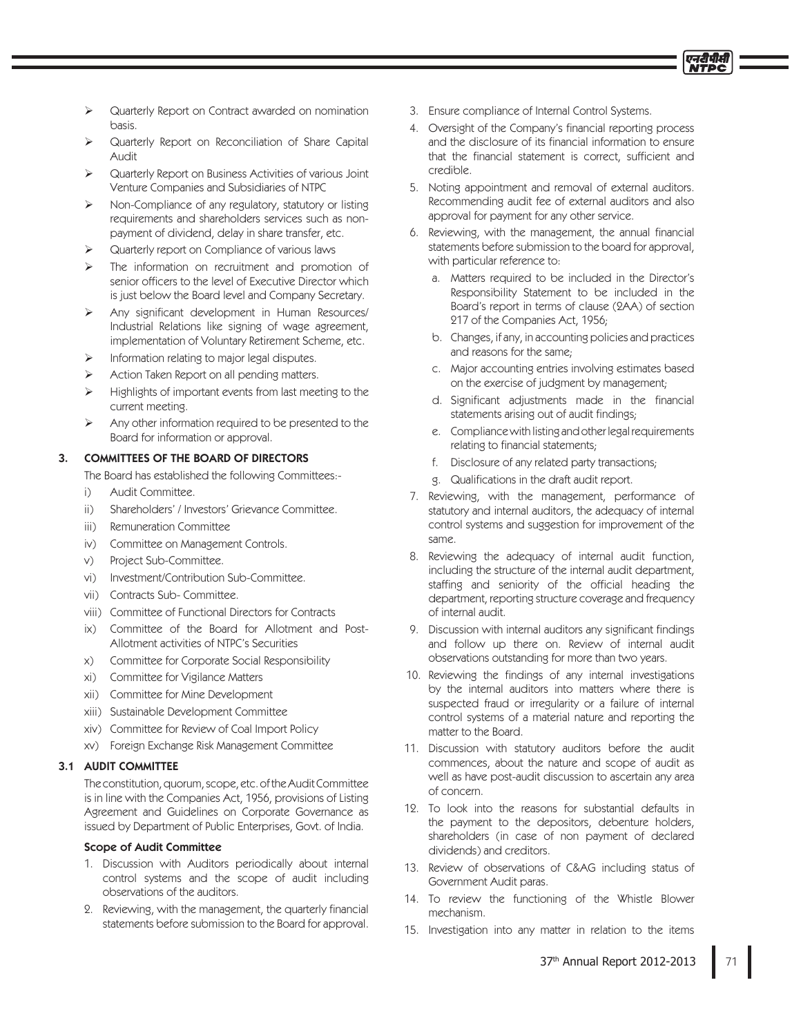- Quarterly Report on Contract awarded on nomination basis.
- Quarterly Report on Reconciliation of Share Capital Audit
- Quarterly Report on Business Activities of various Joint Venture Companies and Subsidiaries of NTPC
- Non-Compliance of any regulatory, statutory or listing requirements and shareholders services such as non-payment of dividend, delay in share transfer, etc.
- Quarterly report on Compliance of various laws
- The information on recruitment and promotion of senior officers to the level of Executive Director which is just below the Board level and Company Secretary.
- Any significant development in Human Resources/ Industrial Relations like signing of wage agreement, implementation of Voluntary Retirement Scheme, etc.
- Information relating to major legal disputes.
- Action Taken Report on all pending matters.
- Highlights of important events from last meeting to the current meeting.
- Any other information required to be presented to the Board for information or approval.

## 3. COMMITTEES OF THE BOARD OF DIRECTORS

The Board has established the following Committees:-

i) Audit Committee.
ii) Shareholders' / Investors' Grievance Committee.
iii) Remuneration Committee
iv) Committee on Management Controls.
v) Project Sub-Committee.
vi) Investment/Contribution Sub-Committee.
vii) Contracts Sub- Committee.
viii) Committee of Functional Directors for Contracts
ix) Committee of the Board for Allotment and Post-Allotment activities of NTPC's Securities
x) Committee for Corporate Social Responsibility
xi) Committee for Vigilance Matters
xii) Committee for Mine Development
xiii) Sustainable Development Committee
xiv) Committee for Review of Coal Import Policy
xv) Foreign Exchange Risk Management Committee

### 3.1 AUDIT COMMITTEE

The constitution, quorum, scope, etc. of the Audit Committee is in line with the Companies Act, 1956, provisions of Listing Agreement and Guidelines on Corporate Governance as issued by Department of Public Enterprises, Govt. of India.

**Scope of Audit Committee**

1. Discussion with Auditors periodically about internal control systems and the scope of audit including observations of the auditors.
2. Reviewing, with the management, the quarterly financial statements before submission to the Board for approval.
3. Ensure compliance of Internal Control Systems.
4. Oversight of the Company's financial reporting process and the disclosure of its financial information to ensure that the financial statement is correct, sufficient and credible.
5. Noting appointment and removal of external auditors. Recommending audit fee of external auditors and also approval for payment for any other service.
6. Reviewing, with the management, the annual financial statements before submission to the board for approval, with particular reference to:
   a. Matters required to be included in the Director's Responsibility Statement to be included in the Board's report in terms of clause (2AA) of section 217 of the Companies Act, 1956;
   b. Changes, if any, in accounting policies and practices and reasons for the same;
   c. Major accounting entries involving estimates based on the exercise of judgment by management;
   d. Significant adjustments made in the financial statements arising out of audit findings;
   e. Compliance with listing and other legal requirements relating to financial statements;
   f. Disclosure of any related party transactions;
   g. Qualifications in the draft audit report.
7. Reviewing, with the management, performance of statutory and internal auditors, the adequacy of internal control systems and suggestion for improvement of the same.
8. Reviewing the adequacy of internal audit function, including the structure of the internal audit department, staffing and seniority of the official heading the department, reporting structure coverage and frequency of internal audit.
9. Discussion with internal auditors any significant findings and follow up there on. Review of internal audit observations outstanding for more than two years.
10. Reviewing the findings of any internal investigations by the internal auditors into matters where there is suspected fraud or irregularity or a failure of internal control systems of a material nature and reporting the matter to the Board.
11. Discussion with statutory auditors before the audit commences, about the nature and scope of audit as well as have post-audit discussion to ascertain any area of concern.
12. To look into the reasons for substantial defaults in the payment to the depositors, debenture holders, shareholders (in case of non payment of declared dividends) and creditors.
13. Review of observations of C&AG including status of Government Audit paras.
14. To review the functioning of the Whistle Blower mechanism.
15. Investigation into any matter in relation to the items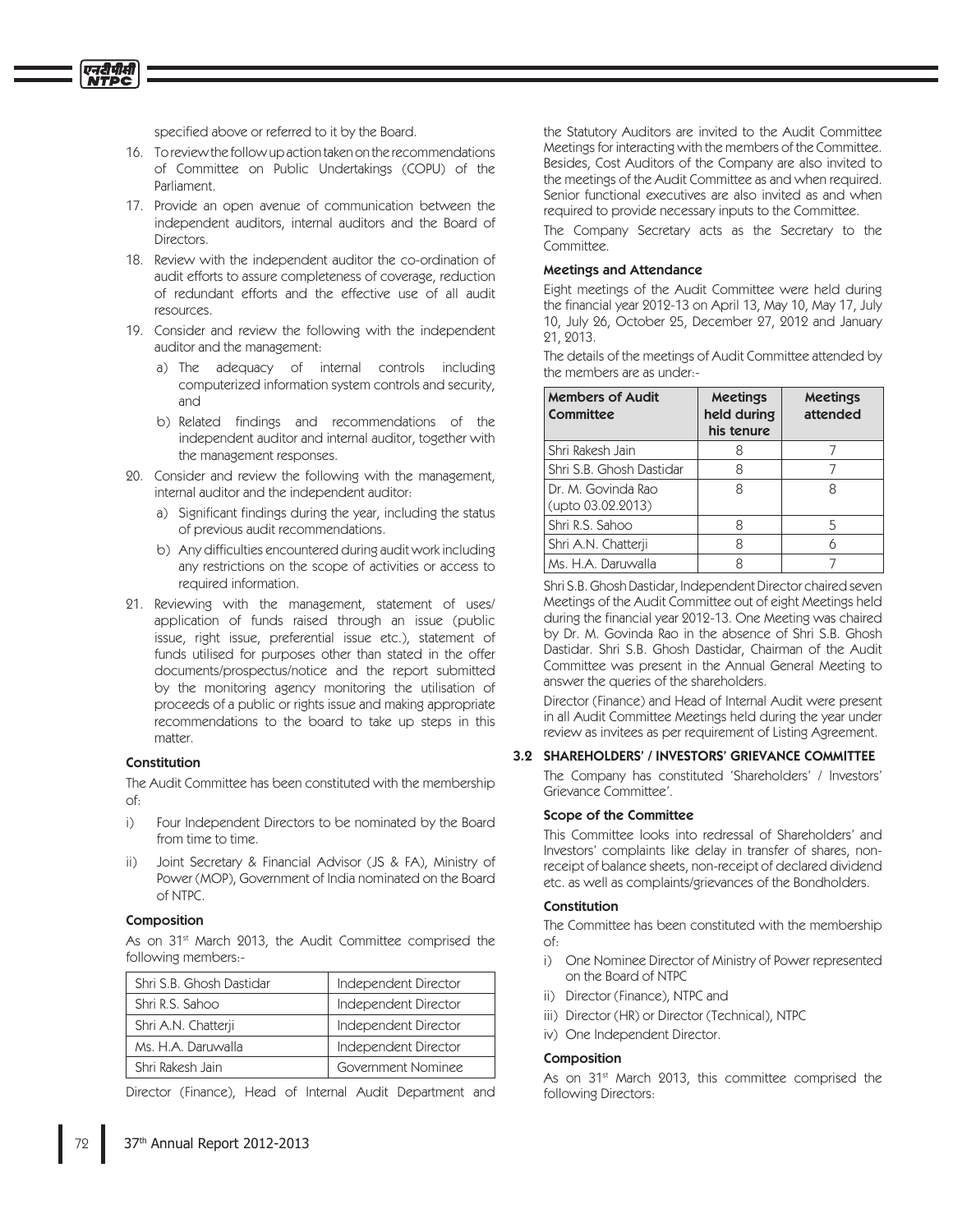specified above or referred to it by the Board.

16. To review the follow up action taken on the recommendations of Committee on Public Undertakings (COPU) of the Parliament.
17. Provide an open avenue of communication between the independent auditors, internal auditors and the Board of Directors.
18. Review with the independent auditor the co-ordination of audit efforts to assure completeness of coverage, reduction of redundant efforts and the effective use of all audit resources.
19. Consider and review the following with the independent auditor and the management:
    a) The adequacy of internal controls including computerized information system controls and security, and
    b) Related findings and recommendations of the independent auditor and internal auditor, together with the management responses.
20. Consider and review the following with the management, internal auditor and the independent auditor:
    a) Significant findings during the year, including the status of previous audit recommendations.
    b) Any difficulties encountered during audit work including any restrictions on the scope of activities or access to required information.
21. Reviewing with the management, statement of uses/ application of funds raised through an issue (public issue, right issue, preferential issue etc.), statement of funds utilised for purposes other than stated in the offer documents/prospectus/notice and the report submitted by the monitoring agency monitoring the utilisation of proceeds of a public or rights issue and making appropriate recommendations to the board to take up steps in this matter.

#### Constitution

The Audit Committee has been constituted with the membership of:

i) Four Independent Directors to be nominated by the Board from time to time.
ii) Joint Secretary & Financial Advisor (JS & FA), Ministry of Power (MOP), Government of India nominated on the Board of NTPC.

#### Composition

As on 31st March 2013, the Audit Committee comprised the following members:-

| | |
|---|---|
| Shri S.B. Ghosh Dastidar | Independent Director |
| Shri R.S. Sahoo | Independent Director |
| Shri A.N. Chatterji | Independent Director |
| Ms. H.A. Daruwalla | Independent Director |
| Shri Rakesh Jain | Government Nominee |

Director (Finance), Head of Internal Audit Department and the Statutory Auditors are invited to the Audit Committee Meetings for interacting with the members of the Committee. Besides, Cost Auditors of the Company are also invited to the meetings of the Audit Committee as and when required. Senior functional executives are also invited as and when required to provide necessary inputs to the Committee.

The Company Secretary acts as the Secretary to the Committee.

#### Meetings and Attendance

Eight meetings of the Audit Committee were held during the financial year 2012-13 on April 13, May 10, May 17, July 10, July 26, October 25, December 27, 2012 and January 21, 2013.

The details of the meetings of Audit Committee attended by the members are as under:-

| Members of Audit Committee | Meetings held during his tenure | Meetings attended |
|---|---|---|
| Shri Rakesh Jain | 8 | 7 |
| Shri S.B. Ghosh Dastidar | 8 | 7 |
| Dr. M. Govinda Rao (upto 03.02.2013) | 8 | 8 |
| Shri R.S. Sahoo | 8 | 5 |
| Shri A.N. Chatterji | 8 | 6 |
| Ms. H.A. Daruwalla | 8 | 7 |

Shri S.B. Ghosh Dastidar, Independent Director chaired seven Meetings of the Audit Committee out of eight Meetings held during the financial year 2012-13. One Meeting was chaired by Dr. M. Govinda Rao in the absence of Shri S.B. Ghosh Dastidar. Shri S.B. Ghosh Dastidar, Chairman of the Audit Committee was present in the Annual General Meeting to answer the queries of the shareholders.

Director (Finance) and Head of Internal Audit were present in all Audit Committee Meetings held during the year under review as invitees as per requirement of Listing Agreement.

### 3.2 SHAREHOLDERS' / INVESTORS' GRIEVANCE COMMITTEE

The Company has constituted 'Shareholders' / Investors' Grievance Committee'.

#### Scope of the Committee

This Committee looks into redressal of Shareholders' and Investors' complaints like delay in transfer of shares, non-receipt of balance sheets, non-receipt of declared dividend etc. as well as complaints/grievances of the Bondholders.

#### Constitution

The Committee has been constituted with the membership of:

i) One Nominee Director of Ministry of Power represented on the Board of NTPC
ii) Director (Finance), NTPC and
iii) Director (HR) or Director (Technical), NTPC
iv) One Independent Director.

#### Composition

As on 31st March 2013, this committee comprised the following Directors: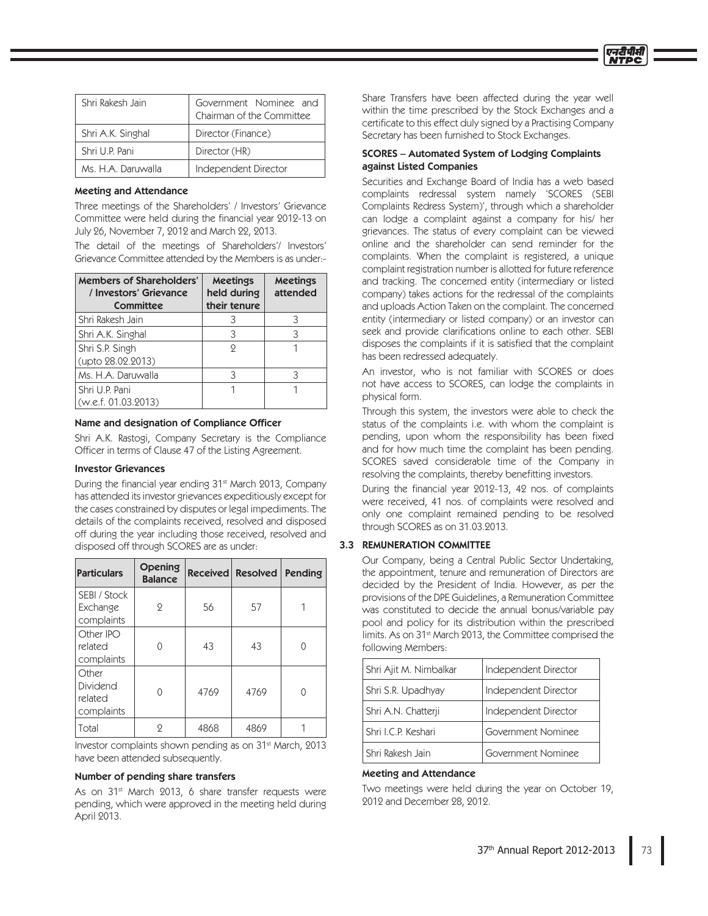| Shri Rakesh Jain | Government Nominee and Chairman of the Committee |
|---|---|
| Shri A.K. Singhal | Director (Finance) |
| Shri U.P. Pani | Director (HR) |
| Ms. H.A. Daruwalla | Independent Director |

**Meeting and Attendance**

Three meetings of the Shareholders' / Investors' Grievance Committee were held during the financial year 2012-13 on July 26, November 7, 2012 and March 22, 2013.

The detail of the meetings of Shareholders'/ Investors' Grievance Committee attended by the Members is as under:-

| Members of Shareholders' / Investors' Grievance Committee | Meetings held during their tenure | Meetings attended |
|---|---|---|
| Shri Rakesh Jain | 3 | 3 |
| Shri A.K. Singhal | 3 | 3 |
| Shri S.P. Singh (upto 28.02.2013) | 2 | 1 |
| Ms. H.A. Daruwalla | 3 | 3 |
| Shri U.P. Pani (w.e.f. 01.03.2013) | 1 | 1 |

**Name and designation of Compliance Officer**

Shri A.K. Rastogi, Company Secretary is the Compliance Officer in terms of Clause 47 of the Listing Agreement.

**Investor Grievances**

During the financial year ending 31st March 2013, Company has attended its investor grievances expeditiously except for the cases constrained by disputes or legal impediments. The details of the complaints received, resolved and disposed off during the year including those received, resolved and disposed off through SCORES are as under:

| Particulars | Opening Balance | Received | Resolved | Pending |
|---|---|---|---|---|
| SEBI / Stock Exchange complaints | 2 | 56 | 57 | 1 |
| Other IPO related complaints | 0 | 43 | 43 | 0 |
| Other Dividend related complaints | 0 | 4769 | 4769 | 0 |
| Total | 2 | 4868 | 4869 | 1 |

Investor complaints shown pending as on 31st March, 2013 have been attended subsequently.

**Number of pending share transfers**

As on 31st March 2013, 6 share transfer requests were pending, which were approved in the meeting held during April 2013.

Share Transfers have been affected during the year well within the time prescribed by the Stock Exchanges and a certificate to this effect duly signed by a Practising Company Secretary has been furnished to Stock Exchanges.

**SCORES – Automated System of Lodging Complaints against Listed Companies**

Securities and Exchange Board of India has a web based complaints redressal system namely 'SCORES (SEBI Complaints Redress System)', through which a shareholder can lodge a complaint against a company for his/ her grievances. The status of every complaint can be viewed online and the shareholder can send reminder for the complaints. When the complaint is registered, a unique complaint registration number is allotted for future reference and tracking. The concerned entity (intermediary or listed company) takes actions for the redressal of the complaints and uploads Action Taken on the complaint. The concerned entity (intermediary or listed company) or an investor can seek and provide clarifications online to each other. SEBI disposes the complaints if it is satisfied that the complaint has been redressed adequately.

An investor, who is not familiar with SCORES or does not have access to SCORES, can lodge the complaints in physical form.

Through this system, the investors were able to check the status of the complaints i.e. with whom the complaint is pending, upon whom the responsibility has been fixed and for how much time the complaint has been pending. SCORES saved considerable time of the Company in resolving the complaints, thereby benefitting investors.

During the financial year 2012-13, 42 nos. of complaints were received, 41 nos. of complaints were resolved and only one complaint remained pending to be resolved through SCORES as on 31.03.2013.

## 3.3 REMUNERATION COMMITTEE

Our Company, being a Central Public Sector Undertaking, the appointment, tenure and remuneration of Directors are decided by the President of India. However, as per the provisions of the DPE Guidelines, a Remuneration Committee was constituted to decide the annual bonus/variable pay pool and policy for its distribution within the prescribed limits. As on 31st March 2013, the Committee comprised the following Members:

| Shri Ajit M. Nimbalkar | Independent Director |
|---|---|
| Shri S.R. Upadhyay | Independent Director |
| Shri A.N. Chatterji | Independent Director |
| Shri I.C.P. Keshari | Government Nominee |
| Shri Rakesh Jain | Government Nominee |

**Meeting and Attendance**

Two meetings were held during the year on October 19, 2012 and December 28, 2012.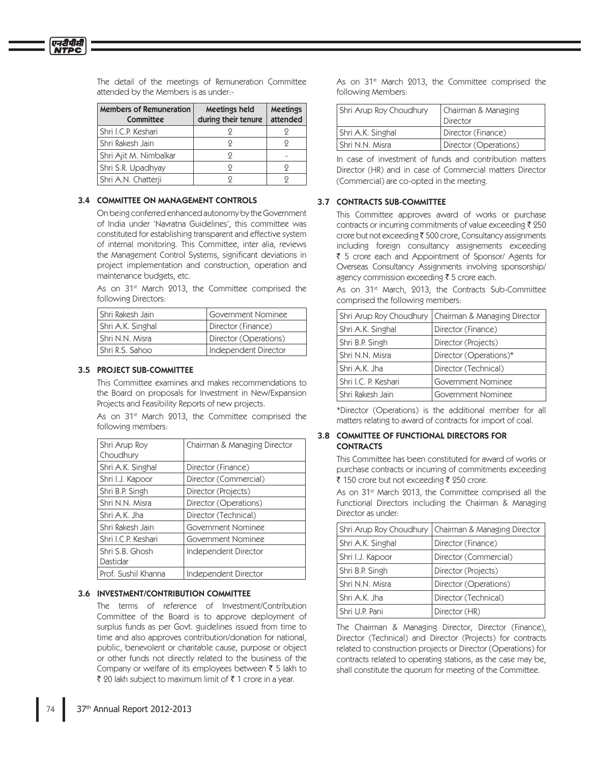The detail of the meetings of Remuneration Committee attended by the Members is as under:-

| Members of Remuneration Committee | Meetings held during their tenure | Meetings attended |
|---|---|---|
| Shri I.C.P. Keshari | 2 | 2 |
| Shri Rakesh Jain | 2 | 2 |
| Shri Ajit M. Nimbalkar | 2 | - |
| Shri S.R. Upadhyay | 2 | 2 |
| Shri A.N. Chatterji | 2 | 2 |

### 3.4 COMMITTEE ON MANAGEMENT CONTROLS

On being conferred enhanced autonomy by the Government of India under 'Navratna Guidelines', this committee was constituted for establishing transparent and effective system of internal monitoring. This Committee, inter alia, reviews the Management Control Systems, significant deviations in project implementation and construction, operation and maintenance budgets, etc.

As on 31st March 2013, the Committee comprised the following Directors:

| | |
|---|---|
| Shri Rakesh Jain | Government Nominee |
| Shri A.K. Singhal | Director (Finance) |
| Shri N.N. Misra | Director (Operations) |
| Shri R.S. Sahoo | Independent Director |

### 3.5 PROJECT SUB-COMMITTEE

This Committee examines and makes recommendations to the Board on proposals for Investment in New/Expansion Projects and Feasibility Reports of new projects.

As on 31st March 2013, the Committee comprised the following members:

| | |
|---|---|
| Shri Arup Roy Choudhury | Chairman & Managing Director |
| Shri A.K. Singhal | Director (Finance) |
| Shri I.J. Kapoor | Director (Commercial) |
| Shri B.P. Singh | Director (Projects) |
| Shri N.N. Misra | Director (Operations) |
| Shri A.K. Jha | Director (Technical) |
| Shri Rakesh Jain | Government Nominee |
| Shri I.C.P. Keshari | Government Nominee |
| Shri S.B. Ghosh Dastidar | Independent Director |
| Prof. Sushil Khanna | Independent Director |

### 3.6 INVESTMENT/CONTRIBUTION COMMITTEE

The terms of reference of Investment/Contribution Committee of the Board is to approve deployment of surplus funds as per Govt. guidelines issued from time to time and also approves contribution/donation for national, public, benevolent or charitable cause, purpose or object or other funds not directly related to the business of the Company or welfare of its employees between ₹ 5 lakh to ₹ 20 lakh subject to maximum limit of ₹ 1 crore in a year.

As on 31st March 2013, the Committee comprised the following Members:

| | |
|---|---|
| Shri Arup Roy Choudhury | Chairman & Managing Director |
| Shri A.K. Singhal | Director (Finance) |
| Shri N.N. Misra | Director (Operations) |

In case of investment of funds and contribution matters Director (HR) and in case of Commercial matters Director (Commercial) are co-opted in the meeting.

### 3.7 CONTRACTS SUB-COMMITTEE

This Committee approves award of works or purchase contracts or incurring commitments of value exceeding ₹ 250 crore but not exceeding ₹ 500 crore, Consultancy assignments including foreign consultancy assignements exceeding ₹ 5 crore each and Appointment of Sponsor/ Agents for Overseas Consultancy Assignments involving sponsorship/ agency commission exceeding ₹ 5 crore each.

As on 31st March, 2013, the Contracts Sub-Committee comprised the following members:

| | |
|---|---|
| Shri Arup Roy Choudhury | Chairman & Managing Director |
| Shri A.K. Singhal | Director (Finance) |
| Shri B.P. Singh | Director (Projects) |
| Shri N.N. Misra | Director (Operations)* |
| Shri A.K. Jha | Director (Technical) |
| Shri I.C. P. Keshari | Government Nominee |
| Shri Rakesh Jain | Government Nominee |

*Director (Operations) is the additional member for all matters relating to award of contracts for import of coal.

### 3.8 COMMITTEE OF FUNCTIONAL DIRECTORS FOR CONTRACTS

This Committee has been constituted for award of works or purchase contracts or incurring of commitments exceeding ₹ 150 crore but not exceeding ₹ 250 crore.

As on 31st March 2013, the Committee comprised all the Functional Directors including the Chairman & Managing Director as under:

| | |
|---|---|
| Shri Arup Roy Choudhury | Chairman & Managing Director |
| Shri A.K. Singhal | Director (Finance) |
| Shri I.J. Kapoor | Director (Commercial) |
| Shri B.P. Singh | Director (Projects) |
| Shri N.N. Misra | Director (Operations) |
| Shri A.K. Jha | Director (Technical) |
| Shri U.P. Pani | Director (HR) |

The Chairman & Managing Director, Director (Finance), Director (Technical) and Director (Projects) for contracts related to construction projects or Director (Operations) for contracts related to operating stations, as the case may be, shall constitute the quorum for meeting of the Committee.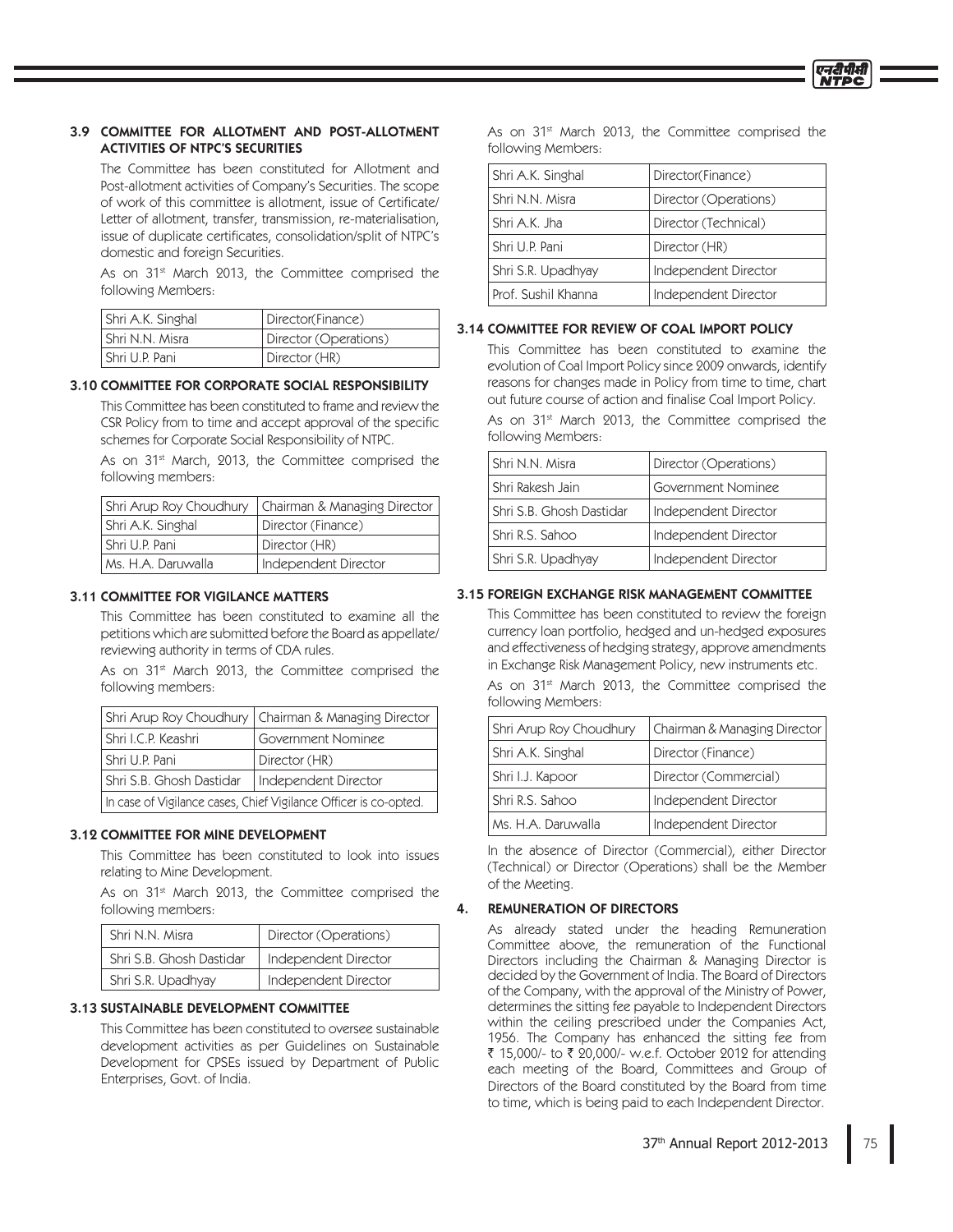### 3.9 COMMITTEE FOR ALLOTMENT AND POST-ALLOTMENT ACTIVITIES OF NTPC'S SECURITIES

The Committee has been constituted for Allotment and Post-allotment activities of Company's Securities. The scope of work of this committee is allotment, issue of Certificate/ Letter of allotment, transfer, transmission, re-materialisation, issue of duplicate certificates, consolidation/split of NTPC's domestic and foreign Securities.

As on 31st March 2013, the Committee comprised the following Members:

| Shri A.K. Singhal | Director(Finance) |
|---|---|
| Shri N.N. Misra | Director (Operations) |
| Shri U.P. Pani | Director (HR) |

### 3.10 COMMITTEE FOR CORPORATE SOCIAL RESPONSIBILITY

This Committee has been constituted to frame and review the CSR Policy from to time and accept approval of the specific schemes for Corporate Social Responsibility of NTPC.

As on 31st March, 2013, the Committee comprised the following members:

| Shri Arup Roy Choudhury | Chairman & Managing Director |
|---|---|
| Shri A.K. Singhal | Director (Finance) |
| Shri U.P. Pani | Director (HR) |
| Ms. H.A. Daruwalla | Independent Director |

### 3.11 COMMITTEE FOR VIGILANCE MATTERS

This Committee has been constituted to examine all the petitions which are submitted before the Board as appellate/ reviewing authority in terms of CDA rules.

As on 31st March 2013, the Committee comprised the following members:

| Shri Arup Roy Choudhury | Chairman & Managing Director |
|---|---|
| Shri I.C.P. Keashri | Government Nominee |
| Shri U.P. Pani | Director (HR) |
| Shri S.B. Ghosh Dastidar | Independent Director |
| In case of Vigilance cases, Chief Vigilance Officer is co-opted. | |

### 3.12 COMMITTEE FOR MINE DEVELOPMENT

This Committee has been constituted to look into issues relating to Mine Development.

As on 31st March 2013, the Committee comprised the following members:

| Shri N.N. Misra | Director (Operations) |
|---|---|
| Shri S.B. Ghosh Dastidar | Independent Director |
| Shri S.R. Upadhyay | Independent Director |

### 3.13 SUSTAINABLE DEVELOPMENT COMMITTEE

This Committee has been constituted to oversee sustainable development activities as per Guidelines on Sustainable Development for CPSEs issued by Department of Public Enterprises, Govt. of India.

As on 31st March 2013, the Committee comprised the following Members:

| Shri A.K. Singhal | Director(Finance) |
|---|---|
| Shri N.N. Misra | Director (Operations) |
| Shri A.K. Jha | Director (Technical) |
| Shri U.P. Pani | Director (HR) |
| Shri S.R. Upadhyay | Independent Director |
| Prof. Sushil Khanna | Independent Director |

### 3.14 COMMITTEE FOR REVIEW OF COAL IMPORT POLICY

This Committee has been constituted to examine the evolution of Coal Import Policy since 2009 onwards, identify reasons for changes made in Policy from time to time, chart out future course of action and finalise Coal Import Policy.

As on 31st March 2013, the Committee comprised the following Members:

| Shri N.N. Misra | Director (Operations) |
|---|---|
| Shri Rakesh Jain | Government Nominee |
| Shri S.B. Ghosh Dastidar | Independent Director |
| Shri R.S. Sahoo | Independent Director |
| Shri S.R. Upadhyay | Independent Director |

### 3.15 FOREIGN EXCHANGE RISK MANAGEMENT COMMITTEE

This Committee has been constituted to review the foreign currency loan portfolio, hedged and un-hedged exposures and effectiveness of hedging strategy, approve amendments in Exchange Risk Management Policy, new instruments etc.

As on 31st March 2013, the Committee comprised the following Members:

| Shri Arup Roy Choudhury | Chairman & Managing Director |
|---|---|
| Shri A.K. Singhal | Director (Finance) |
| Shri I.J. Kapoor | Director (Commercial) |
| Shri R.S. Sahoo | Independent Director |
| Ms. H.A. Daruwalla | Independent Director |

In the absence of Director (Commercial), either Director (Technical) or Director (Operations) shall be the Member of the Meeting.

## 4. REMUNERATION OF DIRECTORS

As already stated under the heading Remuneration Committee above, the remuneration of the Functional Directors including the Chairman & Managing Director is decided by the Government of India. The Board of Directors of the Company, with the approval of the Ministry of Power, determines the sitting fee payable to Independent Directors within the ceiling prescribed under the Companies Act, 1956. The Company has enhanced the sitting fee from ₹ 15,000/- to ₹ 20,000/- w.e.f. October 2012 for attending each meeting of the Board, Committees and Group of Directors of the Board constituted by the Board from time to time, which is being paid to each Independent Director.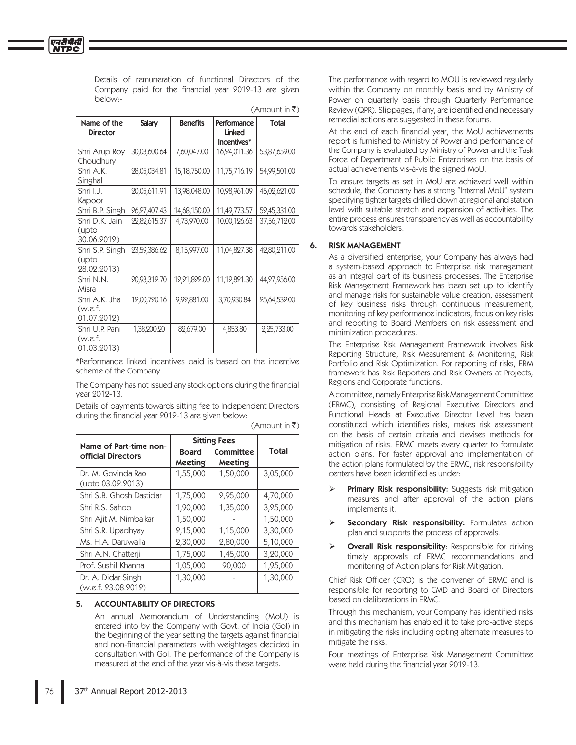Details of remuneration of functional Directors of the Company paid for the financial year 2012-13 are given below:-

(Amount in ₹)

| Name of the Director | Salary | Benefits | Performance Linked Incentives* | Total |
|---|---|---|---|---|
| Shri Arup Roy Choudhury | 30,03,600.64 | 7,60,047.00 | 16,24,011.36 | 53,87,659.00 |
| Shri A.K. Singhal | 28,05,034.81 | 15,18,750.00 | 11,75,716.19 | 54,99,501.00 |
| Shri I.J. Kapoor | 20,05,611.91 | 13,98,048.00 | 10,98,961.09 | 45,02,621.00 |
| Shri B.P. Singh | 26,27,407.43 | 14,68,150.00 | 11,49,773.57 | 52,45,331.00 |
| Shri D.K. Jain (upto 30.06.2012) | 22,82,615.37 | 4,73,970.00 | 10,00,126.63 | 37,56,712.00 |
| Shri S.P. Singh (upto 28.02.2013) | 23,59,386.62 | 8,15,997.00 | 11,04,827.38 | 42,80,211.00 |
| Shri N.N. Misra | 20,93,312.70 | 12,21,822.00 | 11,12,821.30 | 44,27,956.00 |
| Shri A.K. Jha (w.e.f. 01.07.2012) | 12,00,720.16 | 9,92,881.00 | 3,70,930.84 | 25,64,532.00 |
| Shri U.P. Pani (w.e.f. 01.03.2013) | 1,38,200.20 | 82,679.00 | 4,853.80 | 2,25,733.00 |

*Performance linked incentives paid is based on the incentive scheme of the Company.

The Company has not issued any stock options during the financial year 2012-13.

Details of payments towards sitting fee to Independent Directors during the financial year 2012-13 are given below:

(Amount in ₹)

| Name of Part-time non-official Directors | Sitting Fees | | Total |
|---|---|---|---|
| | Board Meeting | Committee Meeting | |
| Dr. M. Govinda Rao (upto 03.02.2013) | 1,55,000 | 1,50,000 | 3,05,000 |
| Shri S.B. Ghosh Dastidar | 1,75,000 | 2,95,000 | 4,70,000 |
| Shri R.S. Sahoo | 1,90,000 | 1,35,000 | 3,25,000 |
| Shri Ajit M. Nimbalkar | 1,50,000 | - | 1,50,000 |
| Shri S.R. Upadhyay | 2,15,000 | 1,15,000 | 3,30,000 |
| Ms. H.A. Daruwalla | 2,30,000 | 2,80,000 | 5,10,000 |
| Shri A.N. Chatterji | 1,75,000 | 1,45,000 | 3,20,000 |
| Prof. Sushil Khanna | 1,05,000 | 90,000 | 1,95,000 |
| Dr. A. Didar Singh (w.e.f. 23.08.2012) | 1,30,000 | - | 1,30,000 |

## 5. ACCOUNTABILITY OF DIRECTORS

An annual Memorandum of Understanding (MoU) is entered into by the Company with Govt. of India (GoI) in the beginning of the year setting the targets against financial and non-financial parameters with weightages decided in consultation with GoI. The performance of the Company is measured at the end of the year vis-à-vis these targets.

The performance with regard to MOU is reviewed regularly within the Company on monthly basis and by Ministry of Power on quarterly basis through Quarterly Performance Review (QPR). Slippages, if any, are identified and necessary remedial actions are suggested in these forums.

At the end of each financial year, the MoU achievements report is furnished to Ministry of Power and performance of the Company is evaluated by Ministry of Power and the Task Force of Department of Public Enterprises on the basis of actual achievements vis-à-vis the signed MoU.

To ensure targets as set in MoU are achieved well within schedule, the Company has a strong "Internal MoU" system specifying tighter targets drilled down at regional and station level with suitable stretch and expansion of activities. The entire process ensures transparency as well as accountability towards stakeholders.

## 6. RISK MANAGEMENT

As a diversified enterprise, your Company has always had a system-based approach to Enterprise risk management as an integral part of its business processes. The Enterprise Risk Management Framework has been set up to identify and manage risks for sustainable value creation, assessment of key business risks through continuous measurement, monitoring of key performance indicators, focus on key risks and reporting to Board Members on risk assessment and minimization procedures.

The Enterprise Risk Management Framework involves Risk Reporting Structure, Risk Measurement & Monitoring, Risk Portfolio and Risk Optimization. For reporting of risks, ERM framework has Risk Reporters and Risk Owners at Projects, Regions and Corporate functions.

A committee, namely Enterprise Risk Management Committee (ERMC), consisting of Regional Executive Directors and Functional Heads at Executive Director Level has been constituted which identifies risks, makes risk assessment on the basis of certain criteria and devises methods for mitigation of risks. ERMC meets every quarter to formulate action plans. For faster approval and implementation of the action plans formulated by the ERMC, risk responsibility centers have been identified as under:

- **Primary Risk responsibility:** Suggests risk mitigation measures and after approval of the action plans implements it.
- **Secondary Risk responsibility:** Formulates action plan and supports the process of approvals.
- **Overall Risk responsibility**: Responsible for driving timely approvals of ERMC recommendations and monitoring of Action plans for Risk Mitigation.

Chief Risk Officer (CRO) is the convener of ERMC and is responsible for reporting to CMD and Board of Directors based on deliberations in ERMC.

Through this mechanism, your Company has identified risks and this mechanism has enabled it to take pro-active steps in mitigating the risks including opting alternate measures to mitigate the risks.

Four meetings of Enterprise Risk Management Committee were held during the financial year 2012-13.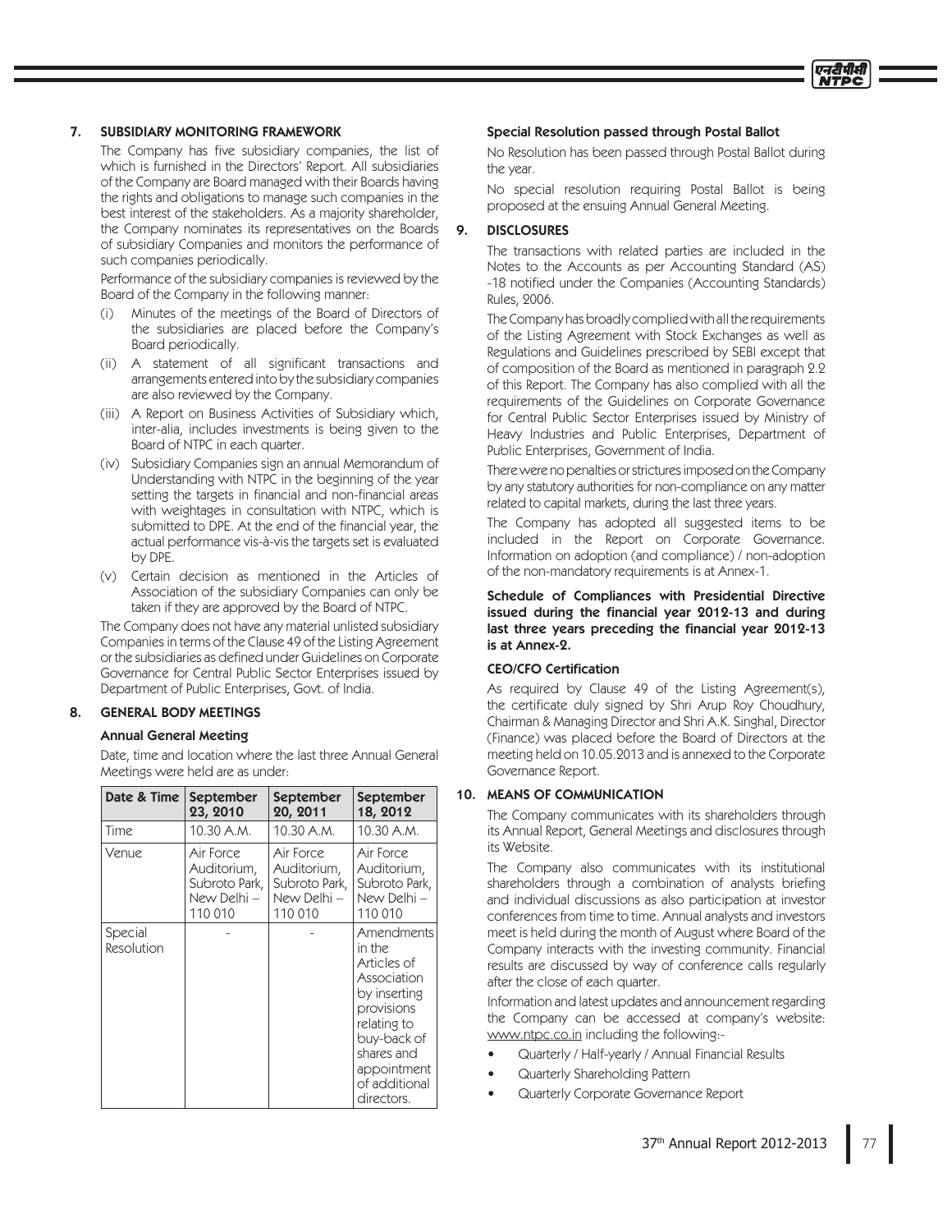## 7. SUBSIDIARY MONITORING FRAMEWORK

The Company has five subsidiary companies, the list of which is furnished in the Directors' Report. All subsidiaries of the Company are Board managed with their Boards having the rights and obligations to manage such companies in the best interest of the stakeholders. As a majority shareholder, the Company nominates its representatives on the Boards of subsidiary Companies and monitors the performance of such companies periodically.

Performance of the subsidiary companies is reviewed by the Board of the Company in the following manner:

(i) Minutes of the meetings of the Board of Directors of the subsidiaries are placed before the Company's Board periodically.

(ii) A statement of all significant transactions and arrangements entered into by the subsidiary companies are also reviewed by the Company.

(iii) A Report on Business Activities of Subsidiary which, inter-alia, includes investments is being given to the Board of NTPC in each quarter.

(iv) Subsidiary Companies sign an annual Memorandum of Understanding with NTPC in the beginning of the year setting the targets in financial and non-financial areas with weightages in consultation with NTPC, which is submitted to DPE. At the end of the financial year, the actual performance vis-à-vis the targets set is evaluated by DPE.

(v) Certain decision as mentioned in the Articles of Association of the subsidiary Companies can only be taken if they are approved by the Board of NTPC.

The Company does not have any material unlisted subsidiary Companies in terms of the Clause 49 of the Listing Agreement or the subsidiaries as defined under Guidelines on Corporate Governance for Central Public Sector Enterprises issued by Department of Public Enterprises, Govt. of India.

## 8. GENERAL BODY MEETINGS

### Annual General Meeting

Date, time and location where the last three Annual General Meetings were held are as under:

| Date & Time | September 23, 2010 | September 20, 2011 | September 18, 2012 |
|---|---|---|---|
| Time | 10.30 A.M. | 10.30 A.M. | 10.30 A.M. |
| Venue | Air Force Auditorium, Subroto Park, New Delhi – 110 010 | Air Force Auditorium, Subroto Park, New Delhi – 110 010 | Air Force Auditorium, Subroto Park, New Delhi – 110 010 |
| Special Resolution | - | - | Amendments in the Articles of Association by inserting provisions relating to buy-back of shares and appointment of additional directors. |

### Special Resolution passed through Postal Ballot

No Resolution has been passed through Postal Ballot during the year.

No special resolution requiring Postal Ballot is being proposed at the ensuing Annual General Meeting.

## 9. DISCLOSURES

The transactions with related parties are included in the Notes to the Accounts as per Accounting Standard (AS) -18 notified under the Companies (Accounting Standards) Rules, 2006.

The Company has broadly complied with all the requirements of the Listing Agreement with Stock Exchanges as well as Regulations and Guidelines prescribed by SEBI except that of composition of the Board as mentioned in paragraph 2.2 of this Report. The Company has also complied with all the requirements of the Guidelines on Corporate Governance for Central Public Sector Enterprises issued by Ministry of Heavy Industries and Public Enterprises, Department of Public Enterprises, Government of India.

There were no penalties or strictures imposed on the Company by any statutory authorities for non-compliance on any matter related to capital markets, during the last three years.

The Company has adopted all suggested items to be included in the Report on Corporate Governance. Information on adoption (and compliance) / non-adoption of the non-mandatory requirements is at Annex-1.

**Schedule of Compliances with Presidential Directive issued during the financial year 2012-13 and during last three years preceding the financial year 2012-13 is at Annex-2.**

### CEO/CFO Certification

As required by Clause 49 of the Listing Agreement(s), the certificate duly signed by Shri Arup Roy Choudhury, Chairman & Managing Director and Shri A.K. Singhal, Director (Finance) was placed before the Board of Directors at the meeting held on 10.05.2013 and is annexed to the Corporate Governance Report.

## 10. MEANS OF COMMUNICATION

The Company communicates with its shareholders through its Annual Report, General Meetings and disclosures through its Website.

The Company also communicates with its institutional shareholders through a combination of analysts briefing and individual discussions as also participation at investor conferences from time to time. Annual analysts and investors meet is held during the month of August where Board of the Company interacts with the investing community. Financial results are discussed by way of conference calls regularly after the close of each quarter.

Information and latest updates and announcement regarding the Company can be accessed at company's website: www.ntpc.co.in including the following:-

- Quarterly / Half-yearly / Annual Financial Results
- Quarterly Shareholding Pattern
- Quarterly Corporate Governance Report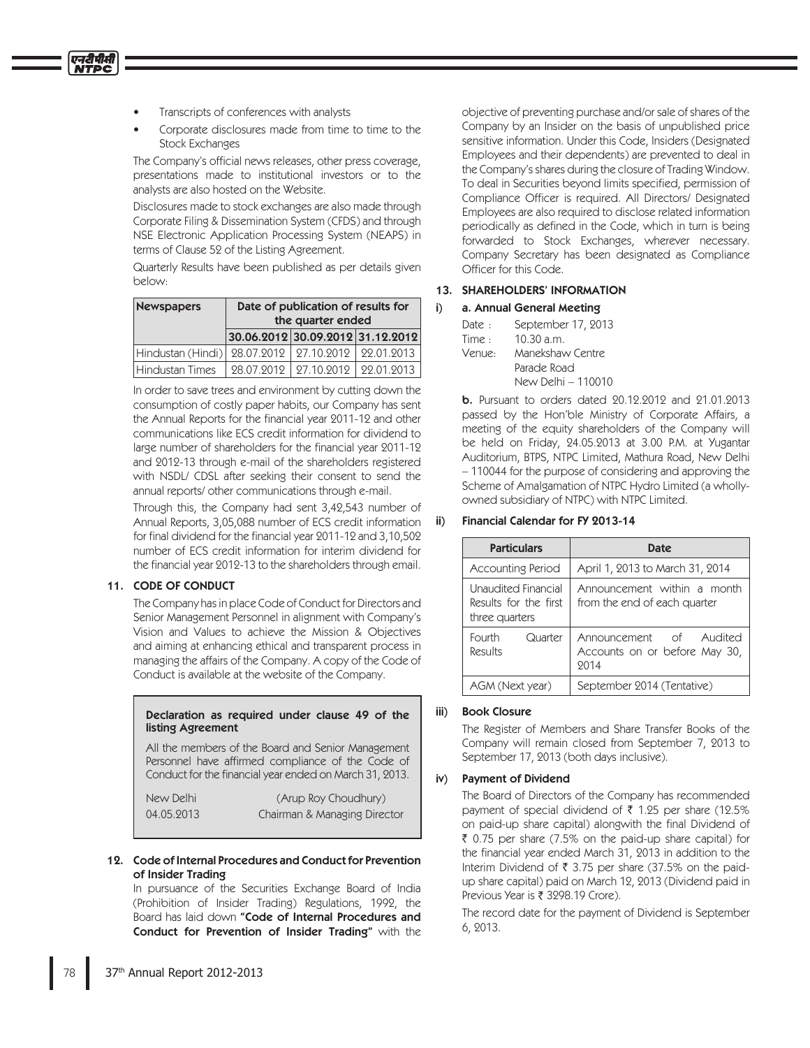- Transcripts of conferences with analysts
- Corporate disclosures made from time to time to the Stock Exchanges

The Company's official news releases, other press coverage, presentations made to institutional investors or to the analysts are also hosted on the Website.

Disclosures made to stock exchanges are also made through Corporate Filing & Dissemination System (CFDS) and through NSE Electronic Application Processing System (NEAPS) in terms of Clause 52 of the Listing Agreement.

Quarterly Results have been published as per details given below:

| Newspapers | Date of publication of results for the quarter ended | | |
|---|---|---|---|
| | 30.06.2012 | 30.09.2012 | 31.12.2012 |
| Hindustan (Hindi) | 28.07.2012 | 27.10.2012 | 22.01.2013 |
| Hindustan Times | 28.07.2012 | 27.10.2012 | 22.01.2013 |

In order to save trees and environment by cutting down the consumption of costly paper habits, our Company has sent the Annual Reports for the financial year 2011-12 and other communications like ECS credit information for dividend to large number of shareholders for the financial year 2011-12 and 2012-13 through e-mail of the shareholders registered with NSDL/ CDSL after seeking their consent to send the annual reports/ other communications through e-mail.

Through this, the Company had sent 3,42,543 number of Annual Reports, 3,05,088 number of ECS credit information for final dividend for the financial year 2011-12 and 3,10,502 number of ECS credit information for interim dividend for the financial year 2012-13 to the shareholders through email.

## 11. CODE OF CONDUCT

The Company has in place Code of Conduct for Directors and Senior Management Personnel in alignment with Company's Vision and Values to achieve the Mission & Objectives and aiming at enhancing ethical and transparent process in managing the affairs of the Company. A copy of the Code of Conduct is available at the website of the Company.

**Declaration as required under clause 49 of the listing Agreement**

All the members of the Board and Senior Management Personnel have affirmed compliance of the Code of Conduct for the financial year ended on March 31, 2013.

New Delhi (Arup Roy Choudhury)
04.05.2013 Chairman & Managing Director

## 12. Code of Internal Procedures and Conduct for Prevention of Insider Trading

In pursuance of the Securities Exchange Board of India (Prohibition of Insider Trading) Regulations, 1992, the Board has laid down **"Code of Internal Procedures and Conduct for Prevention of Insider Trading"** with the objective of preventing purchase and/or sale of shares of the Company by an Insider on the basis of unpublished price sensitive information. Under this Code, Insiders (Designated Employees and their dependents) are prevented to deal in the Company's shares during the closure of Trading Window. To deal in Securities beyond limits specified, permission of Compliance Officer is required. All Directors/ Designated Employees are also required to disclose related information periodically as defined in the Code, which in turn is being forwarded to Stock Exchanges, wherever necessary. Company Secretary has been designated as Compliance Officer for this Code.

## 13. SHAREHOLDERS' INFORMATION

### i) a. Annual General Meeting

Date : September 17, 2013
Time : 10.30 a.m.
Venue: Manekshaw Centre
Parade Road
New Delhi – 110010

**b.** Pursuant to orders dated 20.12.2012 and 21.01.2013 passed by the Hon'ble Ministry of Corporate Affairs, a meeting of the equity shareholders of the Company will be held on Friday, 24.05.2013 at 3.00 P.M. at Yugantar Auditorium, BTPS, NTPC Limited, Mathura Road, New Delhi – 110044 for the purpose of considering and approving the Scheme of Amalgamation of NTPC Hydro Limited (a wholly-owned subsidiary of NTPC) with NTPC Limited.

### ii) Financial Calendar for FY 2013-14

| Particulars | Date |
|---|---|
| Accounting Period | April 1, 2013 to March 31, 2014 |
| Unaudited Financial Results for the first three quarters | Announcement within a month from the end of each quarter |
| Fourth Quarter Results | Announcement of Audited Accounts on or before May 30, 2014 |
| AGM (Next year) | September 2014 (Tentative) |

### iii) Book Closure

The Register of Members and Share Transfer Books of the Company will remain closed from September 7, 2013 to September 17, 2013 (both days inclusive).

### iv) Payment of Dividend

The Board of Directors of the Company has recommended payment of special dividend of ₹ 1.25 per share (12.5% on paid-up share capital) alongwith the final Dividend of ₹ 0.75 per share (7.5% on the paid-up share capital) for the financial year ended March 31, 2013 in addition to the Interim Dividend of ₹ 3.75 per share (37.5% on the paid-up share capital) paid on March 12, 2013 (Dividend paid in Previous Year is ₹ 3298.19 Crore).

The record date for the payment of Dividend is September 6, 2013.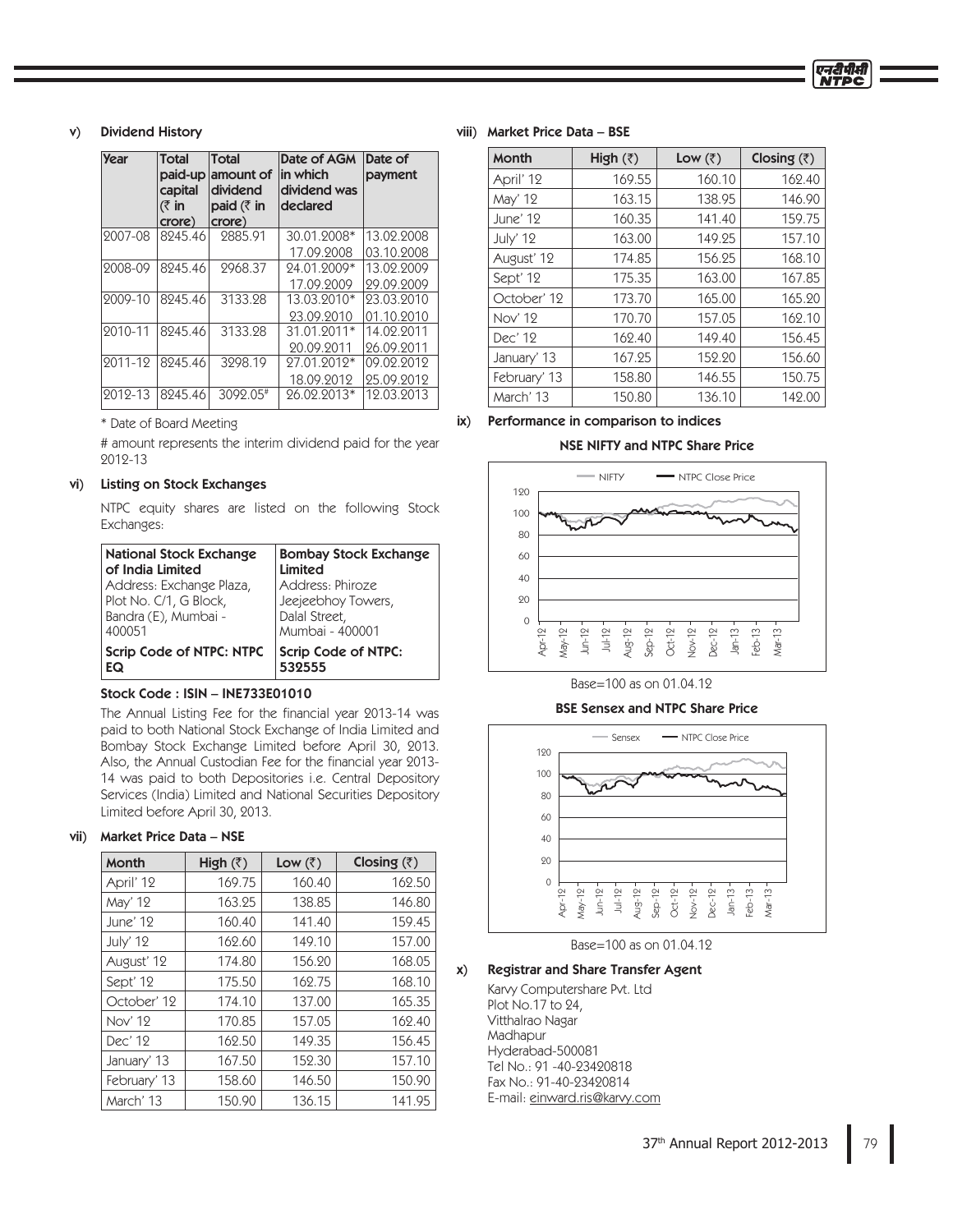### v) Dividend History

| Year | Total paid-up capital (₹ in crore) | Total amount of dividend paid (₹ in crore) | Date of AGM in which dividend was declared | Date of payment |
|---|---|---|---|---|
| 2007-08 | 8245.46 | 2885.91 | 30.01.2008* 17.09.2008 | 13.02.2008 03.10.2008 |
| 2008-09 | 8245.46 | 2968.37 | 24.01.2009* 17.09.2009 | 13.02.2009 29.09.2009 |
| 2009-10 | 8245.46 | 3133.28 | 13.03.2010* 23.09.2010 | 23.03.2010 01.10.2010 |
| 2010-11 | 8245.46 | 3133.28 | 31.01.2011* 20.09.2011 | 14.02.2011 26.09.2011 |
| 2011-12 | 8245.46 | 3298.19 | 27.01.2012* 18.09.2012 | 09.02.2012 25.09.2012 |
| 2012-13 | 8245.46 | 3092.05# | 26.02.2013* | 12.03.2013 |

\* Date of Board Meeting

\# amount represents the interim dividend paid for the year 2012-13

### vi) Listing on Stock Exchanges

NTPC equity shares are listed on the following Stock Exchanges:

| National Stock Exchange of India Limited | Bombay Stock Exchange Limited |
|---|---|
| Address: Exchange Plaza, Plot No. C/1, G Block, Bandra (E), Mumbai - 400051 | Address: Phiroze Jeejeebhoy Towers, Dalal Street, Mumbai - 400001 |
| **Scrip Code of NTPC: NTPC EQ** | **Scrip Code of NTPC: 532555** |

**Stock Code : ISIN – INE733E01010**

The Annual Listing Fee for the financial year 2013-14 was paid to both National Stock Exchange of India Limited and Bombay Stock Exchange Limited before April 30, 2013. Also, the Annual Custodian Fee for the financial year 2013-14 was paid to both Depositories i.e. Central Depository Services (India) Limited and National Securities Depository Limited before April 30, 2013.

### vii) Market Price Data – NSE

| Month | High (₹) | Low (₹) | Closing (₹) |
|---|---|---|---|
| April' 12 | 169.75 | 160.40 | 162.50 |
| May' 12 | 163.25 | 138.85 | 146.80 |
| June' 12 | 160.40 | 141.40 | 159.45 |
| July' 12 | 162.60 | 149.10 | 157.00 |
| August' 12 | 174.80 | 156.20 | 168.05 |
| Sept' 12 | 175.50 | 162.75 | 168.10 |
| October' 12 | 174.10 | 137.00 | 165.35 |
| Nov' 12 | 170.85 | 157.05 | 162.40 |
| Dec' 12 | 162.50 | 149.35 | 156.45 |
| January' 13 | 167.50 | 152.30 | 157.10 |
| February' 13 | 158.60 | 146.50 | 150.90 |
| March' 13 | 150.90 | 136.15 | 141.95 |

### viii) Market Price Data – BSE

| Month | High (₹) | Low (₹) | Closing (₹) |
|---|---|---|---|
| April' 12 | 169.55 | 160.10 | 162.40 |
| May' 12 | 163.15 | 138.95 | 146.90 |
| June' 12 | 160.35 | 141.40 | 159.75 |
| July' 12 | 163.00 | 149.25 | 157.10 |
| August' 12 | 174.85 | 156.25 | 168.10 |
| Sept' 12 | 175.35 | 163.00 | 167.85 |
| October' 12 | 173.70 | 165.00 | 165.20 |
| Nov' 12 | 170.70 | 157.05 | 162.10 |
| Dec' 12 | 162.40 | 149.40 | 156.45 |
| January' 13 | 167.25 | 152.20 | 156.60 |
| February' 13 | 158.80 | 146.55 | 150.75 |
| March' 13 | 150.80 | 136.10 | 142.00 |

### ix) Performance in comparison to indices

**NSE NIFTY and NTPC Share Price**

Base=100 as on 01.04.12

**BSE Sensex and NTPC Share Price**

Base=100 as on 01.04.12

### x) Registrar and Share Transfer Agent

Karvy Computershare Pvt. Ltd
Plot No.17 to 24,
Vitthalrao Nagar
Madhapur
Hyderabad-500081
Tel No.: 91 -40-23420818
Fax No.: 91-40-23420814
E-mail: einward.ris@karvy.com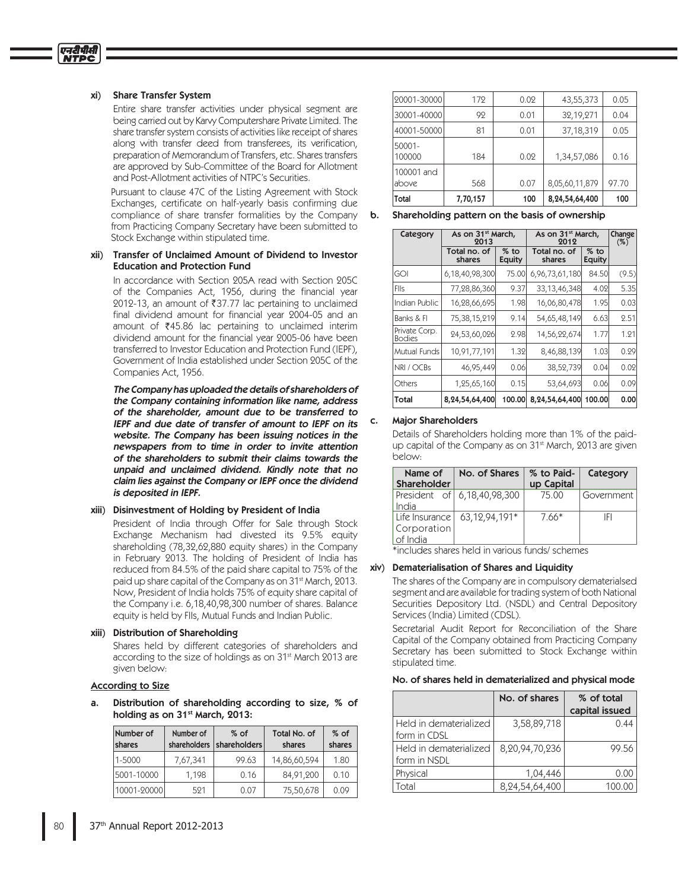### xi) Share Transfer System

Entire share transfer activities under physical segment are being carried out by Karvy Computershare Private Limited. The share transfer system consists of activities like receipt of shares along with transfer deed from transferees, its verification, preparation of Memorandum of Transfers, etc. Shares transfers are approved by Sub-Committee of the Board for Allotment and Post-Allotment activities of NTPC's Securities.

Pursuant to clause 47C of the Listing Agreement with Stock Exchanges, certificate on half-yearly basis confirming due compliance of share transfer formalities by the Company from Practicing Company Secretary have been submitted to Stock Exchange within stipulated time.

### xii) Transfer of Unclaimed Amount of Dividend to Investor Education and Protection Fund

In accordance with Section 205A read with Section 205C of the Companies Act, 1956, during the financial year 2012-13, an amount of ₹37.77 lac pertaining to unclaimed final dividend amount for financial year 2004-05 and an amount of ₹45.86 lac pertaining to unclaimed interim dividend amount for the financial year 2005-06 have been transferred to Investor Education and Protection Fund (IEPF), Government of India established under Section 205C of the Companies Act, 1956.

***The Company has uploaded the details of shareholders of the Company containing information like name, address of the shareholder, amount due to be transferred to IEPF and due date of transfer of amount to IEPF on its website. The Company has been issuing notices in the newspapers from to time in order to invite attention of the shareholders to submit their claims towards the unpaid and unclaimed dividend. Kindly note that no claim lies against the Company or IEPF once the dividend is deposited in IEPF.***

### xiii) Disinvestment of Holding by President of India

President of India through Offer for Sale through Stock Exchange Mechanism had divested its 9.5% equity shareholding (78,32,62,880 equity shares) in the Company in February 2013. The holding of President of India has reduced from 84.5% of the paid share capital to 75% of the paid up share capital of the Company as on 31st March, 2013. Now, President of India holds 75% of equity share capital of the Company i.e. 6,18,40,98,300 number of shares. Balance equity is held by FIIs, Mutual Funds and Indian Public.

### xiii) Distribution of Shareholding

Shares held by different categories of shareholders and according to the size of holdings as on 31st March 2013 are given below:

**According to Size**

**a. Distribution of shareholding according to size, % of holding as on 31st March, 2013:**

| Number of shares | Number of shareholders | % of shareholders | Total No. of shares | % of shares |
|---|---|---|---|---|
| 1-5000 | 7,67,341 | 99.63 | 14,86,60,594 | 1.80 |
| 5001-10000 | 1,198 | 0.16 | 84,91,200 | 0.10 |
| 10001-20000 | 521 | 0.07 | 75,50,678 | 0.09 |
| 20001-30000 | 172 | 0.02 | 43,55,373 | 0.05 |
| 30001-40000 | 92 | 0.01 | 32,19,271 | 0.04 |
| 40001-50000 | 81 | 0.01 | 37,18,319 | 0.05 |
| 50001-100000 | 184 | 0.02 | 1,34,57,086 | 0.16 |
| 100001 and above | 568 | 0.07 | 8,05,60,11,879 | 97.70 |
| **Total** | **7,70,157** | **100** | **8,24,54,64,400** | **100** |

**b. Shareholding pattern on the basis of ownership**

| Category | As on 31st March, 2013 | | As on 31st March, 2012 | | Change (%) |
|---|---|---|---|---|---|
| | Total no. of shares | % to Equity | Total no. of shares | % to Equity | |
| GOI | 6,18,40,98,300 | 75.00 | 6,96,73,61,180 | 84.50 | (9.5) |
| FIIs | 77,28,86,360 | 9.37 | 33,13,46,348 | 4.02 | 5.35 |
| Indian Public | 16,28,66,695 | 1.98 | 16,06,80,478 | 1.95 | 0.03 |
| Banks & FI | 75,38,15,219 | 9.14 | 54,65,48,149 | 6.63 | 2.51 |
| Private Corp. Bodies | 24,53,60,026 | 2.98 | 14,56,22,674 | 1.77 | 1.21 |
| Mutual Funds | 10,91,77,191 | 1.32 | 8,46,88,139 | 1.03 | 0.29 |
| NRI / OCBs | 46,95,449 | 0.06 | 38,52,739 | 0.04 | 0.02 |
| Others | 1,25,65,160 | 0.15 | 53,64,693 | 0.06 | 0.09 |
| **Total** | **8,24,54,64,400** | **100.00** | **8,24,54,64,400** | **100.00** | **0.00** |

**c. Major Shareholders**

Details of Shareholders holding more than 1% of the paid-up capital of the Company as on 31st March, 2013 are given below:

| Name of Shareholder | No. of Shares | % to Paid-up Capital | Category |
|---|---|---|---|
| President of India | 6,18,40,98,300 | 75.00 | Government |
| Life Insurance Corporation of India | 63,12,94,191* | 7.66* | IFI |

*includes shares held in various funds/ schemes

### xiv) Dematerialisation of Shares and Liquidity

The shares of the Company are in compulsory dematerialsed segment and are available for trading system of both National Securities Depository Ltd. (NSDL) and Central Depository Services (India) Limited (CDSL).

Secretarial Audit Report for Reconciliation of the Share Capital of the Company obtained from Practicing Company Secretary has been submitted to Stock Exchange within stipulated time.

**No. of shares held in dematerialized and physical mode**

| | No. of shares | % of total capital issued |
|---|---|---|
| Held in dematerialized form in CDSL | 3,58,89,718 | 0.44 |
| Held in dematerialized form in NSDL | 8,20,94,70,236 | 99.56 |
| Physical | 1,04,446 | 0.00 |
| Total | 8,24,54,64,400 | 100.00 |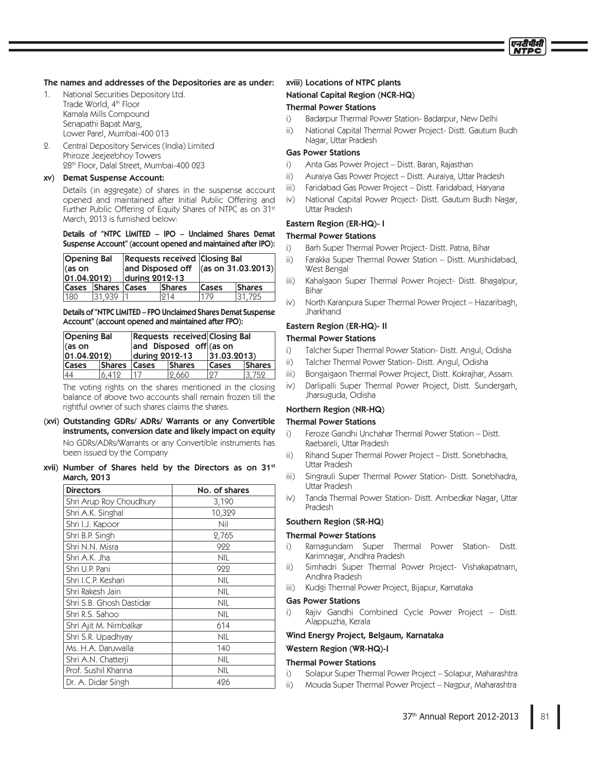**The names and addresses of the Depositories are as under:**

1. National Securities Depository Ltd.
   Trade World, 4th Floor
   Kamala Mills Compound
   Senapathi Bapat Marg,
   Lower Parel, Mumbai-400 013
2. Central Depository Services (India) Limited
   Phiroze Jeejeebhoy Towers
   28th Floor, Dalal Street, Mumbai-400 023

**xv) Demat Suspense Account:**

Details (in aggregate) of shares in the suspense account opened and maintained after Initial Public Offering and Further Public Offering of Equity Shares of NTPC as on 31st March, 2013 is furnished below:

**Details of "NTPC LIMITED – IPO – Unclaimed Shares Demat Suspense Account" (account opened and maintained after IPO):**

| Opening Bal (as on 01.04.2012) | | Requests received and Disposed off during 2012-13 | | Closing Bal (as on 31.03.2013) | |
|---|---|---|---|---|---|
| Cases | Shares | Cases | Shares | Cases | Shares |
| 180 | 31,939 | 1 | 214 | 179 | 31,725 |

**Details of "NTPC LIMITED – FPO Unclaimed Shares Demat Suspense Account" (account opened and maintained after FPO):**

| Opening Bal (as on 01.04.2012) | | Requests received and Disposed off during 2012-13 | | Closing Bal (as on 31.03.2013) | |
|---|---|---|---|---|---|
| Cases | Shares | Cases | Shares | Cases | Shares |
| 44 | 6,412 | 17 | 2,660 | 27 | 3,752 |

The voting rights on the shares mentioned in the closing balance of above two accounts shall remain frozen till the rightful owner of such shares claims the shares.

**(xvi) Outstanding GDRs/ ADRs/ Warrants or any Convertible instruments, conversion date and likely impact on equity**

No GDRs/ADRs/Warrants or any Convertible instruments has been issued by the Company

**xvii) Number of Shares held by the Directors as on 31st March, 2013**

| Directors | No. of shares |
|---|---|
| Shri Arup Roy Choudhury | 3,190 |
| Shri A.K. Singhal | 10,329 |
| Shri I.J. Kapoor | Nil |
| Shri B.P. Singh | 2,765 |
| Shri N.N. Misra | 922 |
| Shri A.K. Jha | NIL |
| Shri U.P. Pani | 922 |
| Shri I.C.P. Keshari | NIL |
| Shri Rakesh Jain | NIL |
| Shri S.B. Ghosh Dastidar | NIL |
| Shri R.S. Sahoo | NIL |
| Shri Ajit M. Nimbalkar | 614 |
| Shri S.R. Upadhyay | NIL |
| Ms. H.A. Daruwalla | 140 |
| Shri A.N. Chatterji | NIL |
| Prof. Sushil Khanna | NIL |
| Dr. A. Didar Singh | 426 |

**xviii) Locations of NTPC plants**

**National Capital Region (NCR-HQ)**

**Thermal Power Stations**

i) Badarpur Thermal Power Station- Badarpur, New Delhi
ii) National Capital Thermal Power Project- Distt. Gautum Budh Nagar, Uttar Pradesh

**Gas Power Stations**

i) Anta Gas Power Project – Distt. Baran, Rajasthan
ii) Auraiya Gas Power Project – Distt. Auraiya, Uttar Pradesh
iii) Faridabad Gas Power Project – Distt. Faridabad, Haryana
iv) National Capital Power Project- Distt. Gautum Budh Nagar, Uttar Pradesh

**Eastern Region (ER-HQ)- I**

**Thermal Power Stations**

i) Barh Super Thermal Power Project- Distt. Patna, Bihar
ii) Farakka Super Thermal Power Station – Distt. Murshidabad, West Bengal
iii) Kahalgaon Super Thermal Power Project- Distt. Bhagalpur, Bihar
iv) North Karanpura Super Thermal Power Project – Hazaribagh, Jharkhand

**Eastern Region (ER-HQ)- II**

**Thermal Power Stations**

i) Talcher Super Thermal Power Station- Distt. Angul, Odisha
ii) Talcher Thermal Power Station- Distt. Angul, Odisha
iii) Bongaigaon Thermal Power Project, Distt. Kokrajhar, Assam.
iv) Darlipalli Super Thermal Power Project, Distt. Sundergarh, Jharsuguda, Odisha

**Northern Region (NR-HQ)**

**Thermal Power Stations**

i) Feroze Gandhi Unchahar Thermal Power Station – Distt. Raebareli, Uttar Pradesh
ii) Rihand Super Thermal Power Project – Distt. Sonebhadra, Uttar Pradesh
iii) Singrauli Super Thermal Power Station- Distt. Sonebhadra, Uttar Pradesh
iv) Tanda Thermal Power Station- Distt. Ambedkar Nagar, Uttar Pradesh

**Southern Region (SR-HQ)**

**Thermal Power Stations**

i) Ramagundam Super Thermal Power Station- Distt. Karimnagar, Andhra Pradesh
ii) Simhadri Super Thermal Power Project- Vishakapatnam, Andhra Pradesh
iii) Kudgi Thermal Power Project, Bijapur, Karnataka

**Gas Power Stations**

i) Rajiv Gandhi Combined Cycle Power Project – Distt. Alappuzha, Kerala

**Wind Energy Project, Belgaum, Karnataka**

**Western Region (WR-HQ)-I**

**Thermal Power Stations**

i) Solapur Super Thermal Power Project – Solapur, Maharashtra
ii) Mouda Super Thermal Power Project – Nagpur, Maharashtra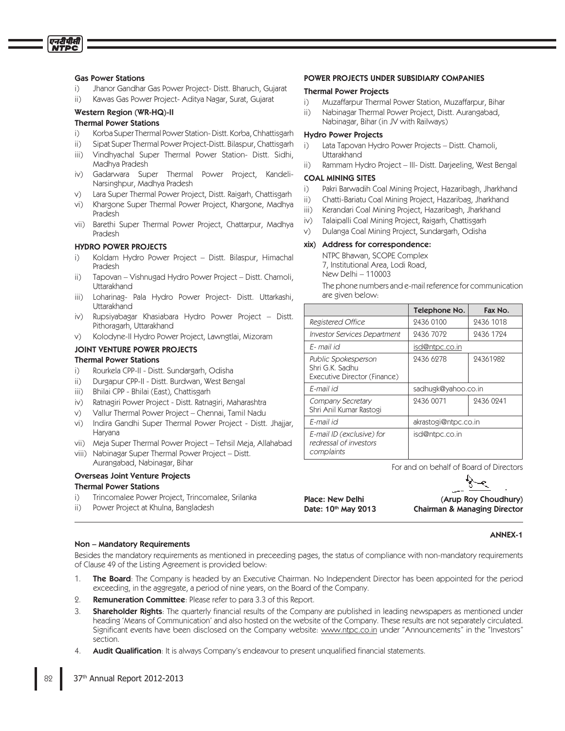### Gas Power Stations

i) Jhanor Gandhar Gas Power Project- Distt. Bharuch, Gujarat
ii) Kawas Gas Power Project- Aditya Nagar, Surat, Gujarat

### Western Region (WR-HQ)-II

### Thermal Power Stations

i) Korba Super Thermal Power Station- Distt. Korba, Chhattisgarh
ii) Sipat Super Thermal Power Project-Distt. Bilaspur, Chattisgarh
iii) Vindhyachal Super Thermal Power Station- Distt. Sidhi, Madhya Pradesh
iv) Gadarwara Super Thermal Power Project, Kandeli-Narsinghpur, Madhya Pradesh
v) Lara Super Thermal Power Project, Distt. Raigarh, Chattisgarh
vi) Khargone Super Thermal Power Project, Khargone, Madhya Pradesh
vii) Barethi Super Thermal Power Project, Chattarpur, Madhya Pradesh

### HYDRO POWER PROJECTS

i) Koldam Hydro Power Project – Distt. Bilaspur, Himachal Pradesh
ii) Tapovan – Vishnugad Hydro Power Project – Distt. Chamoli, Uttarakhand
iii) Loharinag- Pala Hydro Power Project- Distt. Uttarkashi, Uttarakhand
iv) Rupsiyabagar Khasiabara Hydro Power Project – Distt. Pithoragarh, Uttarakhand
v) Kolodyne-II Hydro Power Project, Lawngtlai, Mizoram

### JOINT VENTURE POWER PROJECTS

### Thermal Power Stations

i) Rourkela CPP-II - Distt. Sundargarh, Odisha
ii) Durgapur CPP-II - Distt. Burdwan, West Bengal
iii) Bhilai CPP - Bhilai (East), Chattisgarh
iv) Ratnagiri Power Project - Distt. Ratnagiri, Maharashtra
v) Vallur Thermal Power Project – Chennai, Tamil Nadu
vi) Indira Gandhi Super Thermal Power Project - Distt. Jhajjar, Haryana
vii) Meja Super Thermal Power Project – Tehsil Meja, Allahabad
viii) Nabinagar Super Thermal Power Project – Distt. Aurangabad, Nabinagar, Bihar

### Overseas Joint Venture Projects

### Thermal Power Stations

i) Trincomalee Power Project, Trincomalee, Srilanka
ii) Power Project at Khulna, Bangladesh

### POWER PROJECTS UNDER SUBSIDIARY COMPANIES

### Thermal Power Projects

i) Muzaffarpur Thermal Power Station, Muzaffarpur, Bihar
ii) Nabinagar Thermal Power Project, Distt. Aurangabad, Nabinagar, Bihar (in JV with Railways)

### Hydro Power Projects

i) Lata Tapovan Hydro Power Projects – Distt. Chamoli, Uttarakhand
ii) Rammam Hydro Project – III- Distt. Darjeeling, West Bengal

### COAL MINING SITES

i) Pakri Barwadih Coal Mining Project, Hazaribagh, Jharkhand
ii) Chatti-Bariatu Coal Mining Project, Hazaribag, Jharkhand
iii) Kerandari Coal Mining Project, Hazaribagh, Jharkhand
iv) Talaipalli Coal Mining Project, Raigarh, Chattisgarh
v) Dulanga Coal Mining Project, Sundargarh, Odisha

### xix) Address for correspondence:

NTPC Bhawan, SCOPE Complex
7, Institutional Area, Lodi Road,
New Delhi – 110003

The phone numbers and e-mail reference for communication are given below:

| | Telephone No. | Fax No. |
|---|---|---|
| *Registered Office* | 2436 0100 | 2436 1018 |
| *Investor Services Department* | 2436 7072 | 2436 1724 |
| *E- mail id* | isd@ntpc.co.in | |
| *Public Spokesperson Shri G.K. Sadhu Executive Director (Finance)* | 2436 6278 | 24361982 |
| *E-mail id* | sadhugk@yahoo.co.in | |
| *Company Secretary Shri Anil Kumar Rastogi* | 2436 0071 | 2436 0241 |
| *E-mail id* | akrastogi@ntpc.co.in | |
| *E-mail ID (exclusive) for redressal of investors complaints* | isd@ntpc.co.in | |

For and on behalf of Board of Directors

**Place: New Delhi**
**Date: 10th May 2013**

**(Arup Roy Choudhury)**
**Chairman & Managing Director**

**ANNEX-1**

### Non – Mandatory Requirements

Besides the mandatory requirements as mentioned in preceeding pages, the status of compliance with non-mandatory requirements of Clause 49 of the Listing Agreement is provided below:

1. **The Board**: The Company is headed by an Executive Chairman. No Independent Director has been appointed for the period exceeding, in the aggregate, a period of nine years, on the Board of the Company.
2. **Remuneration Committee**: Please refer to para 3.3 of this Report.
3. **Shareholder Rights**: The quarterly financial results of the Company are published in leading newspapers as mentioned under heading 'Means of Communication' and also hosted on the website of the Company. These results are not separately circulated. Significant events have been disclosed on the Company website: www.ntpc.co.in under "Announcements" in the "Investors" section.
4. **Audit Qualification**: It is always Company's endeavour to present unqualified financial statements.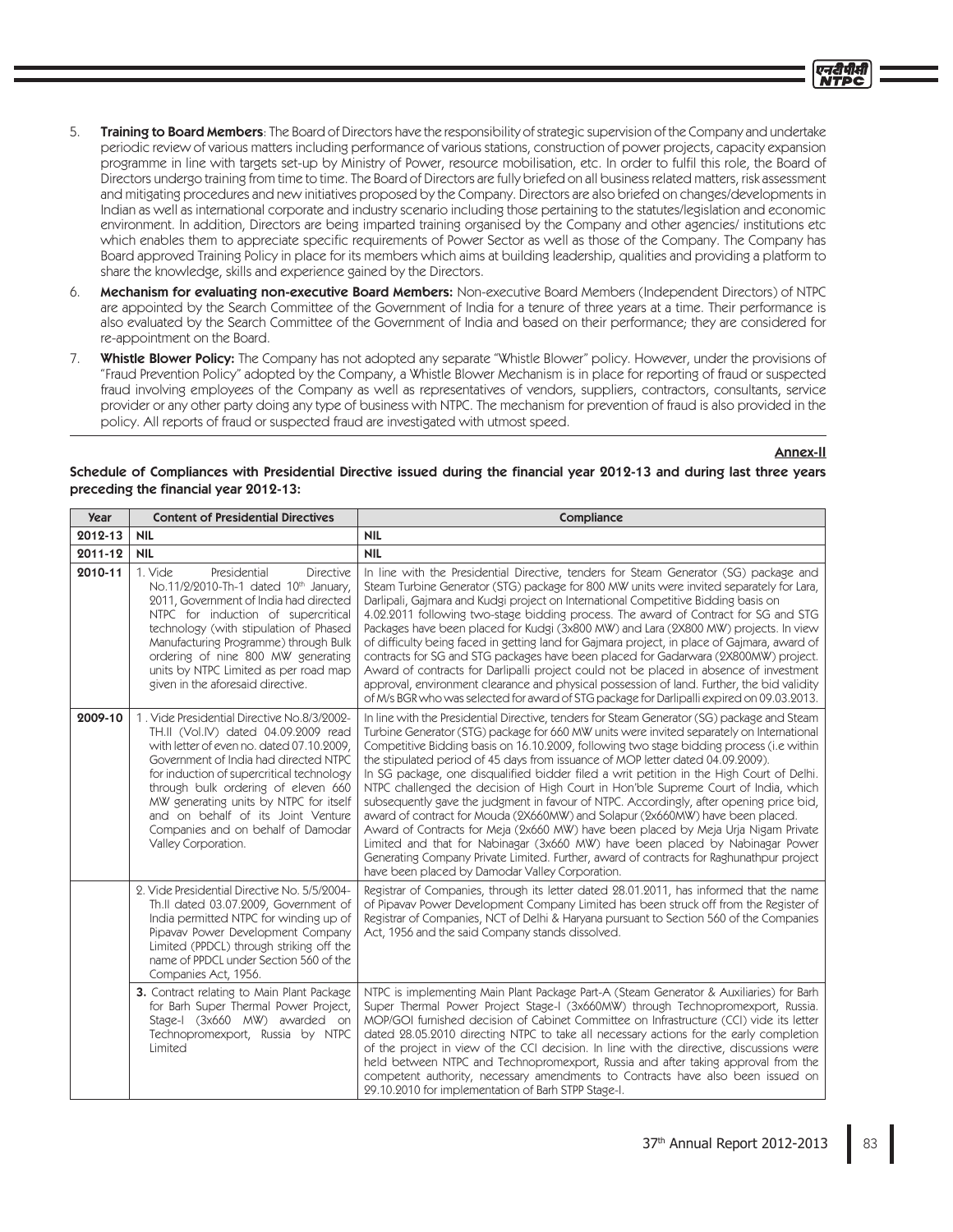5. **Training to Board Members**: The Board of Directors have the responsibility of strategic supervision of the Company and undertake periodic review of various matters including performance of various stations, construction of power projects, capacity expansion programme in line with targets set-up by Ministry of Power, resource mobilisation, etc. In order to fulfil this role, the Board of Directors undergo training from time to time. The Board of Directors are fully briefed on all business related matters, risk assessment and mitigating procedures and new initiatives proposed by the Company. Directors are also briefed on changes/developments in Indian as well as international corporate and industry scenario including those pertaining to the statutes/legislation and economic environment. In addition, Directors are being imparted training organised by the Company and other agencies/ institutions etc which enables them to appreciate specific requirements of Power Sector as well as those of the Company. The Company has Board approved Training Policy in place for its members which aims at building leadership, qualities and providing a platform to share the knowledge, skills and experience gained by the Directors.

6. **Mechanism for evaluating non-executive Board Members:** Non-executive Board Members (Independent Directors) of NTPC are appointed by the Search Committee of the Government of India for a tenure of three years at a time. Their performance is also evaluated by the Search Committee of the Government of India and based on their performance; they are considered for re-appointment on the Board.

7. **Whistle Blower Policy:** The Company has not adopted any separate "Whistle Blower" policy. However, under the provisions of "Fraud Prevention Policy" adopted by the Company, a Whistle Blower Mechanism is in place for reporting of fraud or suspected fraud involving employees of the Company as well as representatives of vendors, suppliers, contractors, consultants, service provider or any other party doing any type of business with NTPC. The mechanism for prevention of fraud is also provided in the policy. All reports of fraud or suspected fraud are investigated with utmost speed.

**Annex-II**

**Schedule of Compliances with Presidential Directive issued during the financial year 2012-13 and during last three years preceding the financial year 2012-13:**

| Year | Content of Presidential Directives | Compliance |
|---|---|---|
| **2012-13** | **NIL** | **NIL** |
| **2011-12** | **NIL** | **NIL** |
| **2010-11** | 1. Vide Presidential Directive No.11/2/2010-Th-1 dated 10th January, 2011, Government of India had directed NTPC for induction of supercritical technology (with stipulation of Phased Manufacturing Programme) through Bulk ordering of nine 800 MW generating units by NTPC Limited as per road map given in the aforesaid directive. | In line with the Presidential Directive, tenders for Steam Generator (SG) package and Steam Turbine Generator (STG) package for 800 MW units were invited separately for Lara, Darlipali, Gajmara and Kudgi project on International Competitive Bidding basis on 4.02.2011 following two-stage bidding process. The award of Contract for SG and STG Packages have been placed for Kudgi (3x800 MW) and Lara (2X800 MW) projects. In view of difficulty being faced in getting land for Gajmara project, in place of Gajmara, award of contracts for SG and STG packages have been placed for Gadarwara (2X800MW) project. Award of contracts for Darlipalli project could not be placed in absence of investment approval, environment clearance and physical possession of land. Further, the bid validity of M/s BGR who was selected for award of STG package for Darlipalli expired on 09.03.2013. |
| **2009-10** | 1. Vide Presidential Directive No.8/3/2002-TH.II (Vol.IV) dated 04.09.2009 read with letter of even no. dated 07.10.2009, Government of India had directed NTPC for induction of supercritical technology through bulk ordering of eleven 660 MW generating units by NTPC for itself and on behalf of its Joint Venture Companies and on behalf of Damodar Valley Corporation. | In line with the Presidential Directive, tenders for Steam Generator (SG) package and Steam Turbine Generator (STG) package for 660 MW units were invited separately on International Competitive Bidding basis on 16.10.2009, following two stage bidding process (i.e within the stipulated period of 45 days from issuance of MOP letter dated 04.09.2009). In SG package, one disqualified bidder filed a writ petition in the High Court of Delhi. NTPC challenged the decision of High Court in Hon'ble Supreme Court of India, which subsequently gave the judgment in favour of NTPC. Accordingly, after opening price bid, award of contract for Mouda (2X660MW) and Solapur (2x660MW) have been placed. Award of Contracts for Meja (2x660 MW) have been placed by Meja Urja Nigam Private Limited and that for Nabinagar (3x660 MW) have been placed by Nabinagar Power Generating Company Private Limited. Further, award of contracts for Raghunathpur project have been placed by Damodar Valley Corporation. |
| | 2. Vide Presidential Directive No. 5/5/2004-Th.II dated 03.07.2009, Government of India permitted NTPC for winding up of Pipavav Power Development Company Limited (PPDCL) through striking off the name of PPDCL under Section 560 of the Companies Act, 1956. | Registrar of Companies, through its letter dated 28.01.2011, has informed that the name of Pipavav Power Development Company Limited has been struck off from the Register of Registrar of Companies, NCT of Delhi & Haryana pursuant to Section 560 of the Companies Act, 1956 and the said Company stands dissolved. |
| | **3.** Contract relating to Main Plant Package for Barh Super Thermal Power Project, Stage-I (3x660 MW) awarded on Technopromexport, Russia by NTPC Limited | NTPC is implementing Main Plant Package Part-A (Steam Generator & Auxiliaries) for Barh Super Thermal Power Project Stage-I (3x660MW) through Technopromexport, Russia. MOP/GOI furnished decision of Cabinet Committee on Infrastructure (CCI) vide its letter dated 28.05.2010 directing NTPC to take all necessary actions for the early completion of the project in view of the CCI decision. In line with the directive, discussions were held between NTPC and Technopromexport, Russia and after taking approval from the competent authority, necessary amendments to Contracts have also been issued on 29.10.2010 for implementation of Barh STPP Stage-I. |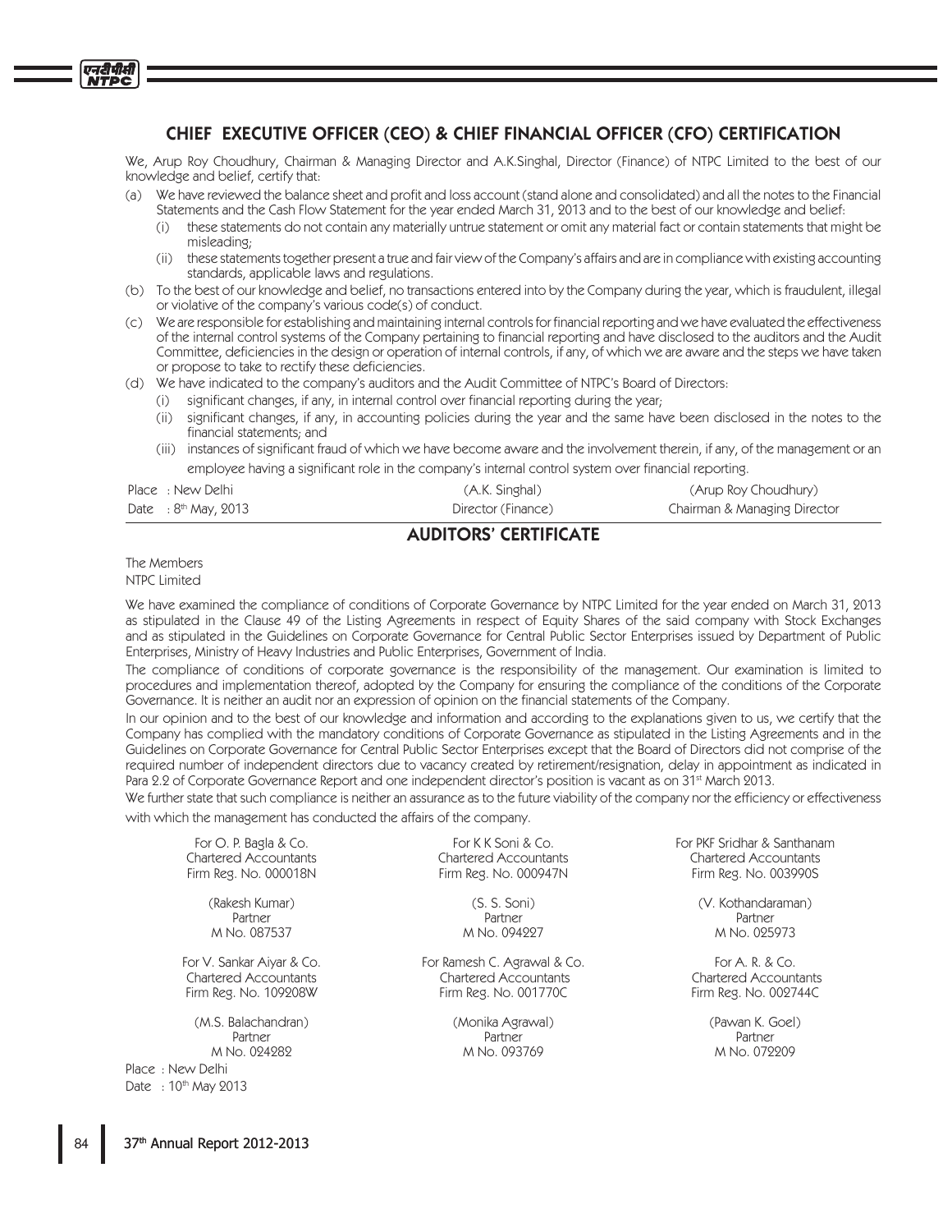## CHIEF EXECUTIVE OFFICER (CEO) & CHIEF FINANCIAL OFFICER (CFO) CERTIFICATION

We, Arup Roy Choudhury, Chairman & Managing Director and A.K.Singhal, Director (Finance) of NTPC Limited to the best of our knowledge and belief, certify that:

(a) We have reviewed the balance sheet and profit and loss account (stand alone and consolidated) and all the notes to the Financial Statements and the Cash Flow Statement for the year ended March 31, 2013 and to the best of our knowledge and belief:

  (i) these statements do not contain any materially untrue statement or omit any material fact or contain statements that might be misleading;

  (ii) these statements together present a true and fair view of the Company's affairs and are in compliance with existing accounting standards, applicable laws and regulations.

(b) To the best of our knowledge and belief, no transactions entered into by the Company during the year, which is fraudulent, illegal or violative of the company's various code(s) of conduct.

(c) We are responsible for establishing and maintaining internal controls for financial reporting and we have evaluated the effectiveness of the internal control systems of the Company pertaining to financial reporting and have disclosed to the auditors and the Audit Committee, deficiencies in the design or operation of internal controls, if any, of which we are aware and the steps we have taken or propose to take to rectify these deficiencies.

(d) We have indicated to the company's auditors and the Audit Committee of NTPC's Board of Directors:

  (i) significant changes, if any, in internal control over financial reporting during the year;

  (ii) significant changes, if any, in accounting policies during the year and the same have been disclosed in the notes to the financial statements; and

  (iii) instances of significant fraud of which we have become aware and the involvement therein, if any, of the management or an employee having a significant role in the company's internal control system over financial reporting.

| | | |
|---|---|---|
| Place : New Delhi | (A.K. Singhal) | (Arup Roy Choudhury) |
| Date : 8th May, 2013 | Director (Finance) | Chairman & Managing Director |

## AUDITORS' CERTIFICATE

The Members
NTPC Limited

We have examined the compliance of conditions of Corporate Governance by NTPC Limited for the year ended on March 31, 2013 as stipulated in the Clause 49 of the Listing Agreements in respect of Equity Shares of the said company with Stock Exchanges and as stipulated in the Guidelines on Corporate Governance for Central Public Sector Enterprises issued by Department of Public Enterprises, Ministry of Heavy Industries and Public Enterprises, Government of India.

The compliance of conditions of corporate governance is the responsibility of the management. Our examination is limited to procedures and implementation thereof, adopted by the Company for ensuring the compliance of the conditions of the Corporate Governance. It is neither an audit nor an expression of opinion on the financial statements of the Company.

In our opinion and to the best of our knowledge and information and according to the explanations given to us, we certify that the Company has complied with the mandatory conditions of Corporate Governance as stipulated in the Listing Agreements and in the Guidelines on Corporate Governance for Central Public Sector Enterprises except that the Board of Directors did not comprise of the required number of independent directors due to vacancy created by retirement/resignation, delay in appointment as indicated in Para 2.2 of Corporate Governance Report and one independent director's position is vacant as on 31st March 2013.

We further state that such compliance is neither an assurance as to the future viability of the company nor the efficiency or effectiveness with which the management has conducted the affairs of the company.

| | | |
|---|---|---|
| For O. P. Bagla & Co.<br>Chartered Accountants<br>Firm Reg. No. 000018N | For K K Soni & Co.<br>Chartered Accountants<br>Firm Reg. No. 000947N | For PKF Sridhar & Santhanam<br>Chartered Accountants<br>Firm Reg. No. 003990S |
| (Rakesh Kumar)<br>Partner<br>M No. 087537 | (S. S. Soni)<br>Partner<br>M No. 094227 | (V. Kothandaraman)<br>Partner<br>M No. 025973 |
| For V. Sankar Aiyar & Co.<br>Chartered Accountants<br>Firm Reg. No. 109208W | For Ramesh C. Agrawal & Co.<br>Chartered Accountants<br>Firm Reg. No. 001770C | For A. R. & Co.<br>Chartered Accountants<br>Firm Reg. No. 002744C |
| (M.S. Balachandran)<br>Partner<br>M No. 024282 | (Monika Agrawal)<br>Partner<br>M No. 093769 | (Pawan K. Goel)<br>Partner<br>M No. 072209 |

Place : New Delhi
Date : 10th May 2013